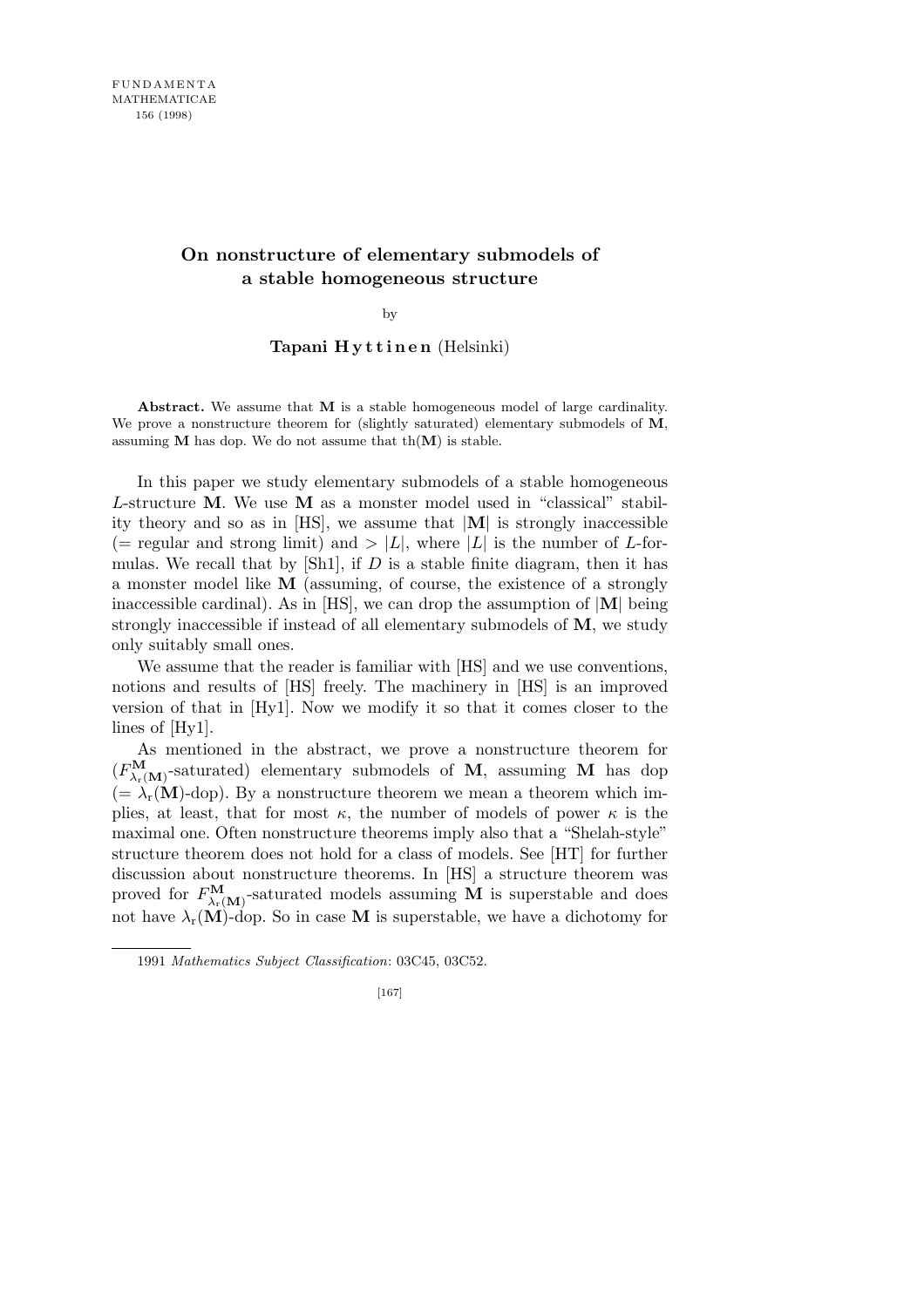# On nonstructure of elementary submodels of a stable homogeneous structure

by

**Tapani Hyttinen** (Helsinki)

**Abstract.** We assume that $\mathbf{M}$ is a stable homogeneous model of large cardinality. We prove a nonstructure theorem for (slightly saturated) elementary submodels of $\mathbf{M}$, assuming $\mathbf{M}$ has dop. We do not assume that th($\mathbf{M}$) is stable.

In this paper we study elementary submodels of a stable homogeneous $L$-structure $\mathbf{M}$. We use $\mathbf{M}$ as a monster model used in "classical" stability theory and so as in [HS], we assume that $|\mathbf{M}|$ is strongly inaccessible (= regular and strong limit) and $> |L|$, where $|L|$ is the number of $L$-formulas. We recall that by [Sh1], if $D$ is a stable finite diagram, then it has a monster model like $\mathbf{M}$ (assuming, of course, the existence of a strongly inaccessible cardinal). As in [HS], we can drop the assumption of $|\mathbf{M}|$ being strongly inaccessible if instead of all elementary submodels of $\mathbf{M}$, we study only suitably small ones.

We assume that the reader is familiar with [HS] and we use conventions, notions and results of [HS] freely. The machinery in [HS] is an improved version of that in [Hy1]. Now we modify it so that it comes closer to the lines of [Hy1].

As mentioned in the abstract, we prove a nonstructure theorem for ($F^{\mathbf{M}}_{\lambda_r(\mathbf{M})}$-saturated) elementary submodels of $\mathbf{M}$, assuming $\mathbf{M}$ has dop (= $\lambda_r(\mathbf{M})$-dop). By a nonstructure theorem we mean a theorem which implies, at least, that for most $\kappa$, the number of models of power $\kappa$ is the maximal one. Often nonstructure theorems imply also that a "Shelah-style" structure theorem does not hold for a class of models. See [HT] for further discussion about nonstructure theorems. In [HS] a structure theorem was proved for $F^{\mathbf{M}}_{\lambda_r(\mathbf{M})}$-saturated models assuming $\mathbf{M}$ is superstable and does not have $\lambda_r(\mathbf{M})$-dop. So in case $\mathbf{M}$ is superstable, we have a dichotomy for

1991 *Mathematics Subject Classification*: 03C45, 03C52.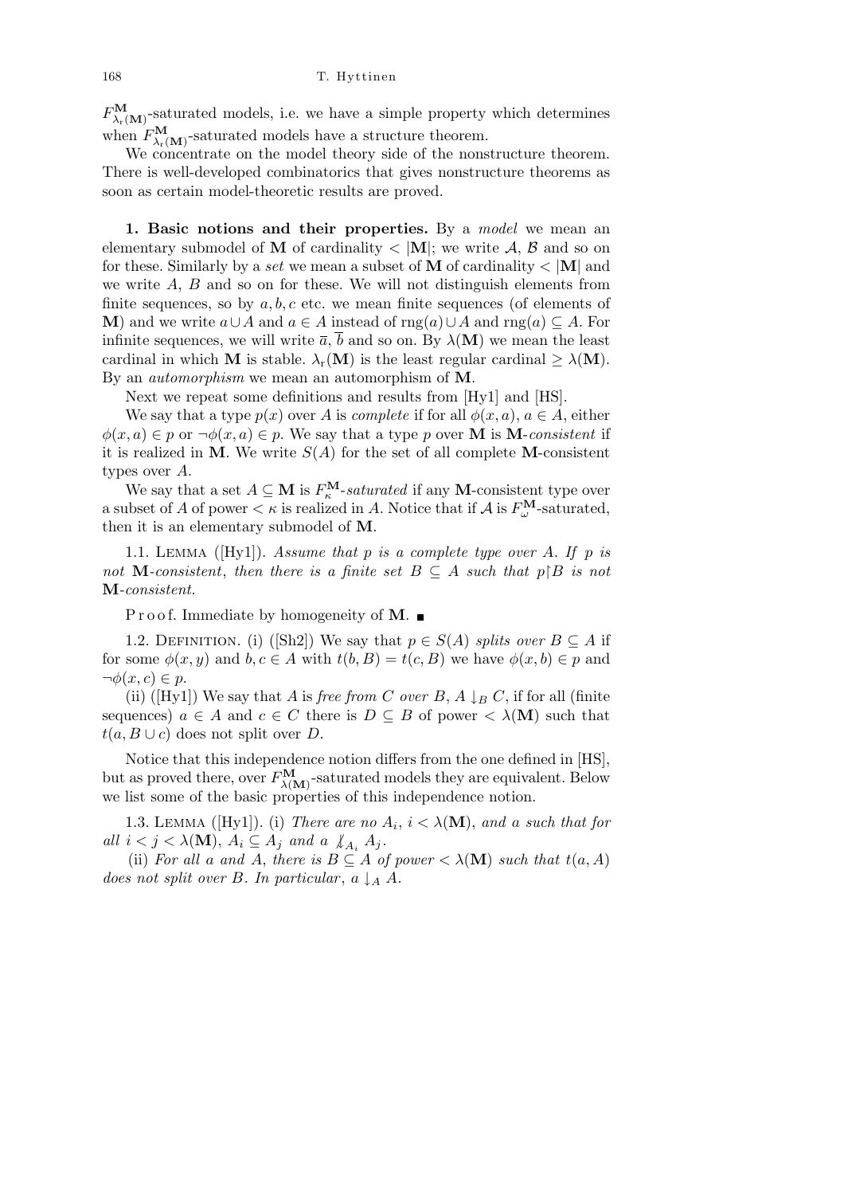$F^{\mathbf{M}}_{\lambda_r(\mathbf{M})}$-saturated models, i.e. we have a simple property which determines when $F^{\mathbf{M}}_{\lambda_r(\mathbf{M})}$-saturated models have a structure theorem.

We concentrate on the model theory side of the nonstructure theorem. There is well-developed combinatorics that gives nonstructure theorems as soon as certain model-theoretic results are proved.

**1. Basic notions and their properties.** By a *model* we mean an elementary submodel of $\mathbf{M}$ of cardinality $< |\mathbf{M}|$; we write $\mathcal{A}$, $\mathcal{B}$ and so on for these. Similarly by a *set* we mean a subset of $\mathbf{M}$ of cardinality $< |\mathbf{M}|$ and we write $A$, $B$ and so on for these. We will not distinguish elements from finite sequences, so by $a, b, c$ etc. we mean finite sequences (of elements of $\mathbf{M}$) and we write $a \cup A$ and $a \in A$ instead of $\mathrm{rng}(a) \cup A$ and $\mathrm{rng}(a) \subseteq A$. For infinite sequences, we will write $\overline{a}$, $\overline{b}$ and so on. By $\lambda(\mathbf{M})$ we mean the least cardinal in which $\mathbf{M}$ is stable. $\lambda_r(\mathbf{M})$ is the least regular cardinal $\geq \lambda(\mathbf{M})$. By an *automorphism* we mean an automorphism of $\mathbf{M}$.

Next we repeat some definitions and results from [Hy1] and [HS].

We say that a type $p(x)$ over $A$ is *complete* if for all $\phi(x, a)$, $a \in A$, either $\phi(x, a) \in p$ or $\neg\phi(x, a) \in p$. We say that a type $p$ over $\mathbf{M}$ is $\mathbf{M}$-*consistent* if it is realized in $\mathbf{M}$. We write $S(A)$ for the set of all complete $\mathbf{M}$-consistent types over $A$.

We say that a set $A \subseteq \mathbf{M}$ is $F^{\mathbf{M}}_{\kappa}$-*saturated* if any $\mathbf{M}$-consistent type over a subset of $A$ of power $< \kappa$ is realized in $A$. Notice that if $\mathcal{A}$ is $F^{\mathbf{M}}_{\omega}$-saturated, then it is an elementary submodel of $\mathbf{M}$.

1.1. Lemma ([Hy1]). *Assume that $p$ is a complete type over $A$. If $p$ is not $\mathbf{M}$-consistent, then there is a finite set $B \subseteq A$ such that $p \restriction B$ is not $\mathbf{M}$-consistent.*

Proof. Immediate by homogeneity of $\mathbf{M}$. ∎

1.2. Definition. (i) ([Sh2]) We say that $p \in S(A)$ *splits over* $B \subseteq A$ if for some $\phi(x, y)$ and $b, c \in A$ with $t(b, B) = t(c, B)$ we have $\phi(x, b) \in p$ and $\neg\phi(x, c) \in p$.

(ii) ([Hy1]) We say that $A$ is *free from $C$ over $B$*, $A \downarrow_B C$, if for all (finite sequences) $a \in A$ and $c \in C$ there is $D \subseteq B$ of power $< \lambda(\mathbf{M})$ such that $t(a, B \cup c)$ does not split over $D$.

Notice that this independence notion differs from the one defined in [HS], but as proved there, over $F^{\mathbf{M}}_{\lambda(\mathbf{M})}$-saturated models they are equivalent. Below we list some of the basic properties of this independence notion.

1.3. Lemma ([Hy1]). (i) *There are no $A_i$, $i < \lambda(\mathbf{M})$, and $a$ such that for all $i < j < \lambda(\mathbf{M})$, $A_i \subseteq A_j$ and $a \not\downarrow_{A_i} A_j$.*

(ii) *For all $a$ and $A$, there is $B \subseteq A$ of power $< \lambda(\mathbf{M})$ such that $t(a, A)$ does not split over $B$. In particular, $a \downarrow_A A$.*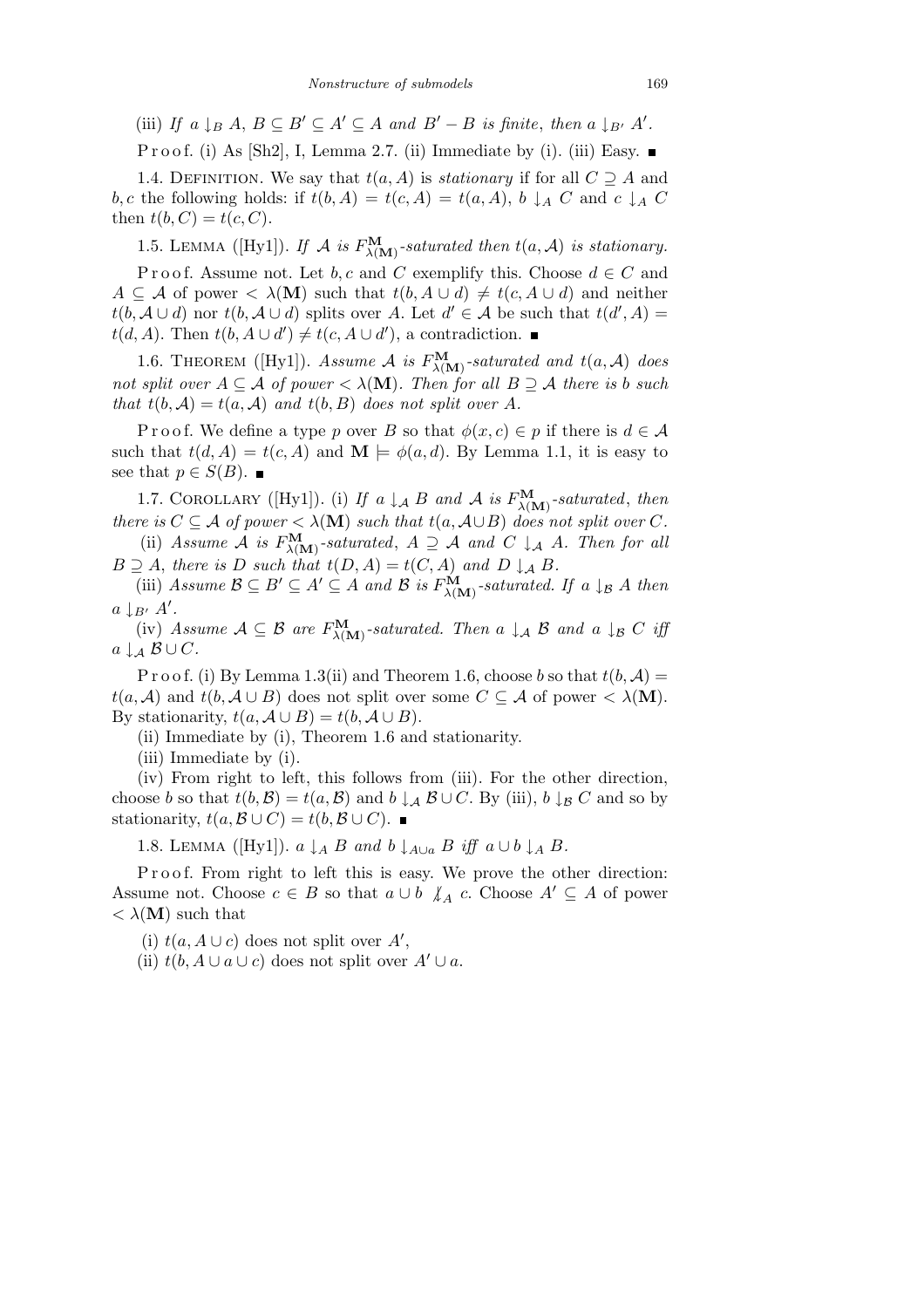(iii) *If* $a \downarrow_B A$, $B \subseteq B' \subseteq A' \subseteq A$ *and* $B' - B$ *is finite, then* $a \downarrow_{B'} A'$.

Proof. (i) As [Sh2], I, Lemma 2.7. (ii) Immediate by (i). (iii) Easy. ∎

1.4. Definition. We say that $t(a, A)$ is *stationary* if for all $C \supseteq A$ and $b, c$ the following holds: if $t(b, A) = t(c, A) = t(a, A)$, $b \downarrow_A C$ and $c \downarrow_A C$ then $t(b, C) = t(c, C)$.

1.5. Lemma ([Hy1]). *If* $\mathcal{A}$ *is* $F^{\mathbf{M}}_{\lambda(\mathbf{M})}$*-saturated then* $t(a, \mathcal{A})$ *is stationary.*

Proof. Assume not. Let $b, c$ and $C$ exemplify this. Choose $d \in C$ and $A \subseteq \mathcal{A}$ of power $< \lambda(\mathbf{M})$ such that $t(b, \mathcal{A} \cup d) \neq t(c, \mathcal{A} \cup d)$ and neither $t(b, \mathcal{A} \cup d)$ nor $t(b, \mathcal{A} \cup d)$ splits over $A$. Let $d' \in \mathcal{A}$ be such that $t(d', A) = t(d, A)$. Then $t(b, A \cup d') \neq t(c, A \cup d')$, a contradiction. ∎

1.6. Theorem ([Hy1]). *Assume* $\mathcal{A}$ *is* $F^{\mathbf{M}}_{\lambda(\mathbf{M})}$*-saturated and* $t(a, \mathcal{A})$ *does not split over* $A \subseteq \mathcal{A}$ *of power* $< \lambda(\mathbf{M})$. *Then for all* $B \supseteq \mathcal{A}$ *there is* $b$ *such that* $t(b, \mathcal{A}) = t(a, \mathcal{A})$ *and* $t(b, B)$ *does not split over* $A$.

Proof. We define a type $p$ over $B$ so that $\phi(x, c) \in p$ if there is $d \in \mathcal{A}$ such that $t(d, A) = t(c, A)$ and $\mathbf{M} \models \phi(a, d)$. By Lemma 1.1, it is easy to see that $p \in S(B)$. ∎

1.7. Corollary ([Hy1]). (i) *If* $a \downarrow_{\mathcal{A}} B$ *and* $\mathcal{A}$ *is* $F^{\mathbf{M}}_{\lambda(\mathbf{M})}$*-saturated, then there is* $C \subseteq \mathcal{A}$ *of power* $< \lambda(\mathbf{M})$ *such that* $t(a, \mathcal{A} \cup B)$ *does not split over* $C$.

(ii) *Assume* $\mathcal{A}$ *is* $F^{\mathbf{M}}_{\lambda(\mathbf{M})}$*-saturated,* $A \supseteq \mathcal{A}$ *and* $C \downarrow_{\mathcal{A}} A$. *Then for all* $B \supseteq A$, *there is* $D$ *such that* $t(D, A) = t(C, A)$ *and* $D \downarrow_{\mathcal{A}} B$.

(iii) *Assume* $\mathcal{B} \subseteq B' \subseteq A' \subseteq A$ *and* $\mathcal{B}$ *is* $F^{\mathbf{M}}_{\lambda(\mathbf{M})}$*-saturated. If* $a \downarrow_{\mathcal{B}} A$ *then* $a \downarrow_{B'} A'$.

(iv) *Assume* $\mathcal{A} \subseteq \mathcal{B}$ *are* $F^{\mathbf{M}}_{\lambda(\mathbf{M})}$*-saturated. Then* $a \downarrow_{\mathcal{A}} \mathcal{B}$ *and* $a \downarrow_{\mathcal{B}} C$ *iff* $a \downarrow_{\mathcal{A}} \mathcal{B} \cup C$.

Proof. (i) By Lemma 1.3(ii) and Theorem 1.6, choose $b$ so that $t(b, \mathcal{A}) = t(a, \mathcal{A})$ and $t(b, \mathcal{A} \cup B)$ does not split over some $C \subseteq \mathcal{A}$ of power $< \lambda(\mathbf{M})$. By stationarity, $t(a, \mathcal{A} \cup B) = t(b, \mathcal{A} \cup B)$.

(ii) Immediate by (i), Theorem 1.6 and stationarity.

(iii) Immediate by (i).

(iv) From right to left, this follows from (iii). For the other direction, choose $b$ so that $t(b, \mathcal{B}) = t(a, \mathcal{B})$ and $b \downarrow_{\mathcal{A}} \mathcal{B} \cup C$. By (iii), $b \downarrow_{\mathcal{B}} C$ and so by stationarity, $t(a, \mathcal{B} \cup C) = t(b, \mathcal{B} \cup C)$. ∎

1.8. Lemma ([Hy1]). $a \downarrow_{\mathcal{A}} B$ *and* $b \downarrow_{\mathcal{A} \cup a} B$ *iff* $a \cup b \downarrow_{\mathcal{A}} B$.

Proof. From right to left this is easy. We prove the other direction: Assume not. Choose $c \in B$ so that $a \cup b \not\downarrow_{\mathcal{A}} c$. Choose $A' \subseteq \mathcal{A}$ of power $< \lambda(\mathbf{M})$ such that

(i) $t(a, \mathcal{A} \cup c)$ does not split over $A'$,

(ii) $t(b, \mathcal{A} \cup a \cup c)$ does not split over $A' \cup a$.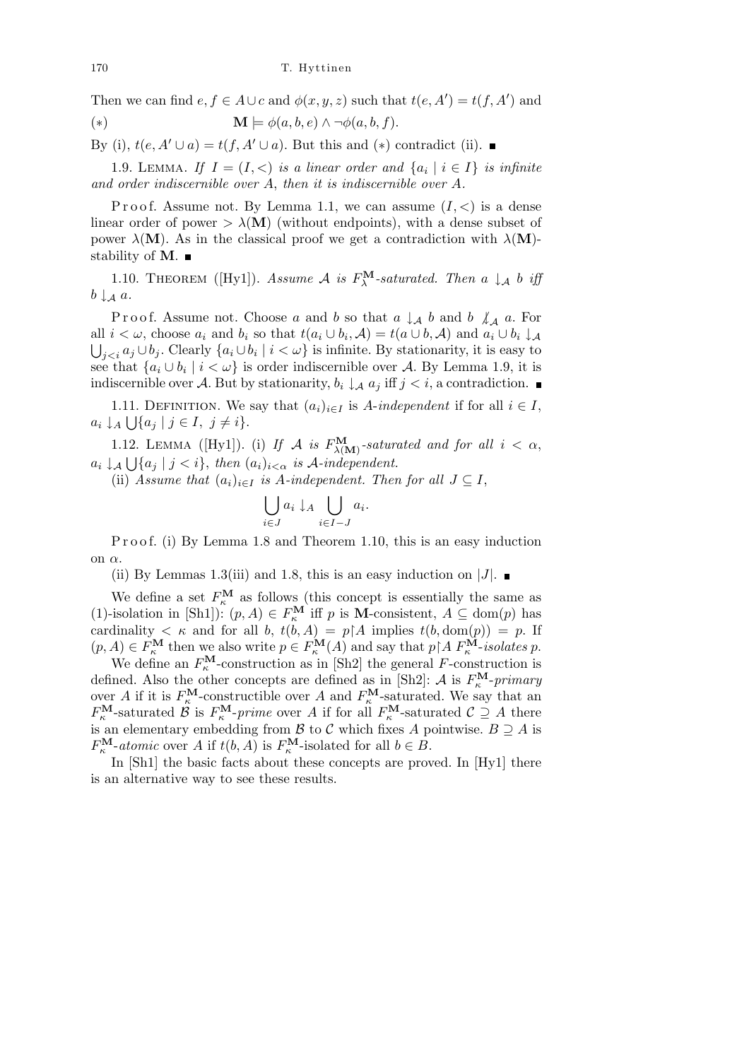Then we can find $e, f \in A \cup c$ and $\phi(x, y, z)$ such that $t(e, A') = t(f, A')$ and

$$(*) \qquad \mathbf{M} \models \phi(a, b, e) \wedge \neg\phi(a, b, f).$$

By (i), $t(e, A' \cup a) = t(f, A' \cup a)$. But this and $(*)$ contradict (ii). ■

1.9. Lemma. *If $I = (I, <)$ is a linear order and $\{a_i \mid i \in I\}$ is infinite and order indiscernible over $A$, then it is indiscernible over $A$.*

Proof. Assume not. By Lemma 1.1, we can assume $(I, <)$ is a dense linear order of power $> \lambda(\mathbf{M})$ (without endpoints), with a dense subset of power $\lambda(\mathbf{M})$. As in the classical proof we get a contradiction with $\lambda(\mathbf{M})$-stability of $\mathbf{M}$. ■

1.10. Theorem ([Hy1]). *Assume $\mathcal{A}$ is $F^{\mathbf{M}}_{\lambda}$-saturated. Then $a \downarrow_{\mathcal{A}} b$ iff $b \downarrow_{\mathcal{A}} a$.*

Proof. Assume not. Choose $a$ and $b$ so that $a \downarrow_{\mathcal{A}} b$ and $b \not\downarrow_{\mathcal{A}} a$. For all $i < \omega$, choose $a_i$ and $b_i$ so that $t(a_i \cup b_i, \mathcal{A}) = t(a \cup b, \mathcal{A})$ and $a_i \cup b_i \downarrow_{\mathcal{A}} \bigcup_{j<i} a_j \cup b_j$. Clearly $\{a_i \cup b_i \mid i < \omega\}$ is infinite. By stationarity, it is easy to see that $\{a_i \cup b_i \mid i < \omega\}$ is order indiscernible over $\mathcal{A}$. By Lemma 1.9, it is indiscernible over $\mathcal{A}$. But by stationarity, $b_i \downarrow_{\mathcal{A}} a_j$ iff $j < i$, a contradiction. ■

1.11. Definition. We say that $(a_i)_{i \in I}$ is *$A$-independent* if for all $i \in I$, $a_i \downarrow_A \bigcup\{a_j \mid j \in I,\ j \neq i\}$.

1.12. Lemma ([Hy1]). (i) *If $\mathcal{A}$ is $F^{\mathbf{M}}_{\lambda(\mathbf{M})}$-saturated and for all $i < \alpha$, $a_i \downarrow_{\mathcal{A}} \bigcup\{a_j \mid j < i\}$, then $(a_i)_{i<\alpha}$ is $\mathcal{A}$-independent.*

(ii) *Assume that $(a_i)_{i \in I}$ is $A$-independent. Then for all $J \subseteq I$,*

$$\bigcup_{i \in J} a_i \downarrow_A \bigcup_{i \in I - J} a_i.$$

Proof. (i) By Lemma 1.8 and Theorem 1.10, this is an easy induction on $\alpha$.

(ii) By Lemmas 1.3(iii) and 1.8, this is an easy induction on $|J|$. ■

We define a set $F^{\mathbf{M}}_{\kappa}$ as follows (this concept is essentially the same as (1)-isolation in [Sh1]): $(p, A) \in F^{\mathbf{M}}_{\kappa}$ iff $p$ is $\mathbf{M}$-consistent, $A \subseteq \mathrm{dom}(p)$ has cardinality $< \kappa$ and for all $b$, $t(b, A) = p{\restriction}A$ implies $t(b, \mathrm{dom}(p)) = p$. If $(p, A) \in F^{\mathbf{M}}_{\kappa}$ then we also write $p \in F^{\mathbf{M}}_{\kappa}(A)$ and say that *$p{\restriction}A$ $F^{\mathbf{M}}_{\kappa}$-isolates $p$*.

We define an $F^{\mathbf{M}}_{\kappa}$-construction as in [Sh2] the general $F$-construction is defined. Also the other concepts are defined as in [Sh2]: $\mathcal{A}$ is *$F^{\mathbf{M}}_{\kappa}$-primary* over $A$ if it is $F^{\mathbf{M}}_{\kappa}$-constructible over $A$ and $F^{\mathbf{M}}_{\kappa}$-saturated. We say that an $F^{\mathbf{M}}_{\kappa}$-saturated $\mathcal{B}$ is *$F^{\mathbf{M}}_{\kappa}$-prime* over $A$ if for all $F^{\mathbf{M}}_{\kappa}$-saturated $\mathcal{C} \supseteq A$ there is an elementary embedding from $\mathcal{B}$ to $\mathcal{C}$ which fixes $A$ pointwise. $B \supseteq A$ is *$F^{\mathbf{M}}_{\kappa}$-atomic* over $A$ if $t(b, A)$ is $F^{\mathbf{M}}_{\kappa}$-isolated for all $b \in B$.

In [Sh1] the basic facts about these concepts are proved. In [Hy1] there is an alternative way to see these results.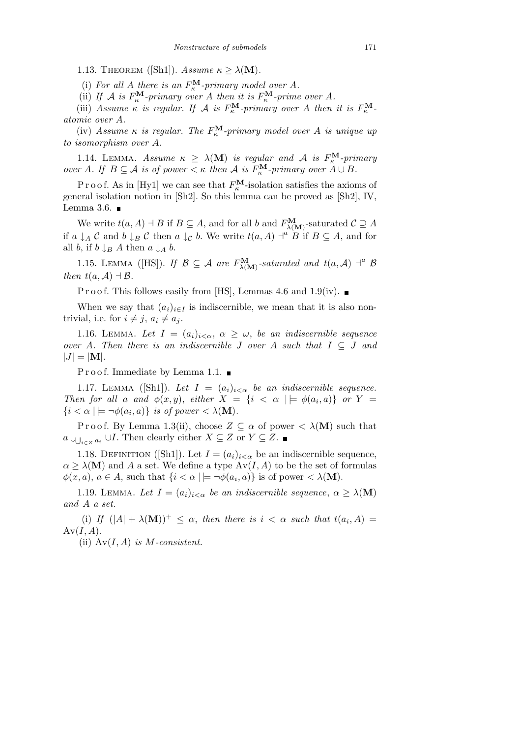1.13. Theorem ([Sh1]). *Assume* $\kappa \geq \lambda(\mathbf{M})$.

(i) *For all* $A$ *there is an* $F^{\mathbf{M}}_{\kappa}$*-primary model over* $A$.

(ii) *If* $\mathcal{A}$ *is* $F^{\mathbf{M}}_{\kappa}$*-primary over* $A$ *then it is* $F^{\mathbf{M}}_{\kappa}$*-prime over* $A$.

(iii) *Assume* $\kappa$ *is regular. If* $\mathcal{A}$ *is* $F^{\mathbf{M}}_{\kappa}$*-primary over* $A$ *then it is* $F^{\mathbf{M}}_{\kappa}$*-atomic over* $A$.

(iv) *Assume* $\kappa$ *is regular. The* $F^{\mathbf{M}}_{\kappa}$*-primary model over* $A$ *is unique up to isomorphism over* $A$.

1.14. Lemma. *Assume* $\kappa \geq \lambda(\mathbf{M})$ *is regular and* $\mathcal{A}$ *is* $F^{\mathbf{M}}_{\kappa}$*-primary over* $A$. *If* $B \subseteq \mathcal{A}$ *is of power* $< \kappa$ *then* $\mathcal{A}$ *is* $F^{\mathbf{M}}_{\kappa}$*-primary over* $A \cup B$.

Proof. As in [Hy1] we can see that $F^{\mathbf{M}}_{\kappa}$-isolation satisfies the axioms of general isolation notion in [Sh2]. So this lemma can be proved as [Sh2], IV, Lemma 3.6. ∎

We write $t(a, A) \dashv B$ if $B \subseteq A$, and for all $b$ and $F^{\mathbf{M}}_{\lambda(\mathbf{M})}$-saturated $\mathcal{C} \supseteq A$ if $a \downarrow_A \mathcal{C}$ and $b \downarrow_B \mathcal{C}$ then $a \downarrow_{\mathcal{C}} b$. We write $t(a, A) \dashv^a B$ if $B \subseteq A$, and for all $b$, if $b \downarrow_B A$ then $a \downarrow_A b$.

1.15. Lemma ([HS]). *If* $\mathcal{B} \subseteq \mathcal{A}$ *are* $F^{\mathbf{M}}_{\lambda(\mathbf{M})}$*-saturated and* $t(a, \mathcal{A}) \dashv^a \mathcal{B}$ *then* $t(a, \mathcal{A}) \dashv \mathcal{B}$.

Proof. This follows easily from [HS], Lemmas 4.6 and 1.9(iv). ∎

When we say that $(a_i)_{i \in I}$ is indiscernible, we mean that it is also nontrivial, i.e. for $i \neq j$, $a_i \neq a_j$.

1.16. Lemma. *Let* $I = (a_i)_{i<\alpha}$, $\alpha \geq \omega$, *be an indiscernible sequence over* $A$. *Then there is an indiscernible* $J$ *over* $A$ *such that* $I \subseteq J$ *and* $|J| = |\mathbf{M}|$.

Proof. Immediate by Lemma 1.1. ∎

1.17. Lemma ([Sh1]). *Let* $I = (a_i)_{i<\alpha}$ *be an indiscernible sequence. Then for all* $a$ *and* $\phi(x, y)$, *either* $X = \{i < \alpha \mid \models \phi(a_i, a)\}$ *or* $Y = \{i < \alpha \mid \models \neg\phi(a_i, a)\}$ *is of power* $< \lambda(\mathbf{M})$.

Proof. By Lemma 1.3(ii), choose $Z \subseteq \alpha$ of power $< \lambda(\mathbf{M})$ such that $a \downarrow_{\bigcup_{i \in Z} a_i} \cup I$. Then clearly either $X \subseteq Z$ or $Y \subseteq Z$. ∎

1.18. Definition ([Sh1]). Let $I = (a_i)_{i<\alpha}$ be an indiscernible sequence, $\alpha \geq \lambda(\mathbf{M})$ and $A$ a set. We define a type $\mathrm{Av}(I, A)$ to be the set of formulas $\phi(x, a)$, $a \in A$, such that $\{i < \alpha \mid \models \neg\phi(a_i, a)\}$ is of power $< \lambda(\mathbf{M})$.

1.19. Lemma. *Let* $I = (a_i)_{i<\alpha}$ *be an indiscernible sequence,* $\alpha \geq \lambda(\mathbf{M})$ *and* $A$ *a set.*

(i) *If* $(|A| + \lambda(\mathbf{M}))^+ \leq \alpha$, *then there is* $i < \alpha$ *such that* $t(a_i, A) = \mathrm{Av}(I, A)$.

(ii) $\mathrm{Av}(I, A)$ *is* $M$*-consistent.*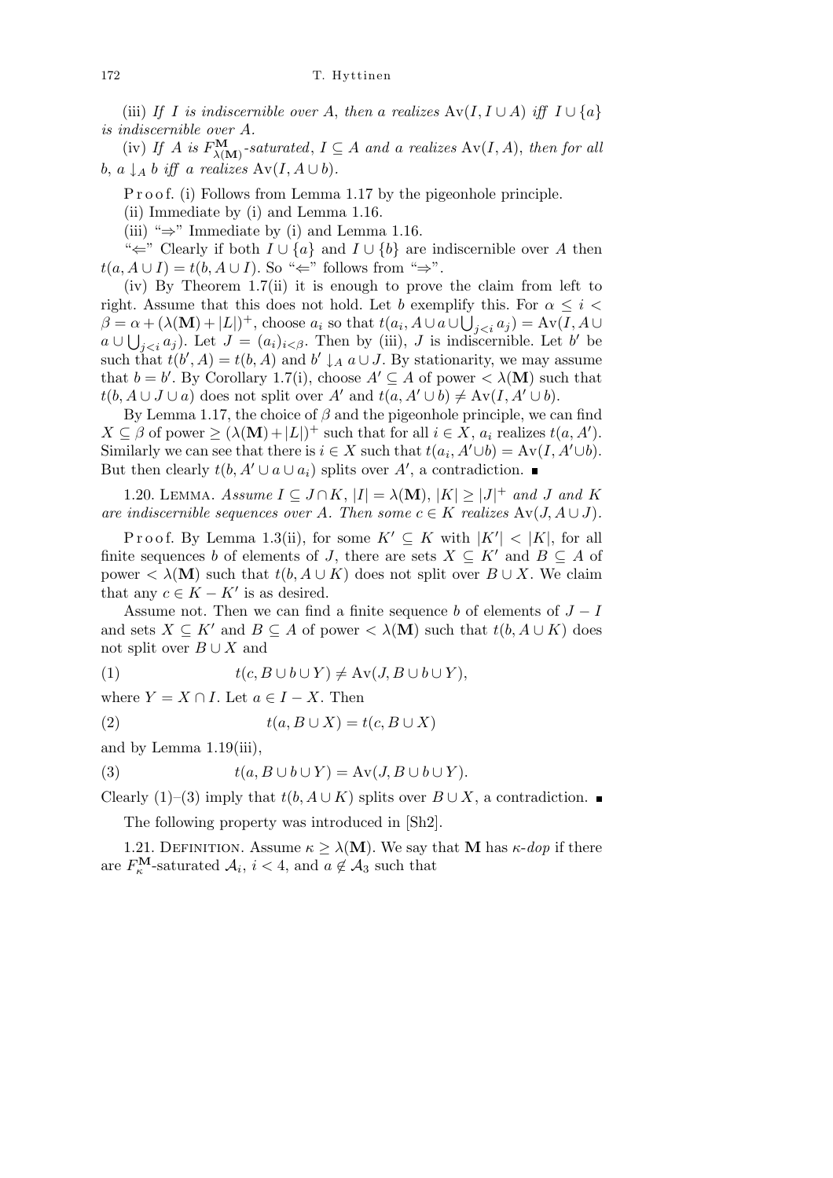(iii) *If $I$ is indiscernible over $A$, then $a$ realizes* $\mathrm{Av}(I, I \cup A)$ *iff* $I \cup \{a\}$ *is indiscernible over* $A$.

(iv) *If $A$ is $F^{\mathbf{M}}_{\lambda(\mathbf{M})}$-saturated, $I \subseteq A$ and $a$ realizes* $\mathrm{Av}(I, A)$, *then for all* $b$, $a \downarrow_A b$ *iff* $a$ *realizes* $\mathrm{Av}(I, A \cup b)$.

Proof. (i) Follows from Lemma 1.17 by the pigeonhole principle.

(ii) Immediate by (i) and Lemma 1.16.

(iii) "$\Rightarrow$" Immediate by (i) and Lemma 1.16.

"$\Leftarrow$" Clearly if both $I \cup \{a\}$ and $I \cup \{b\}$ are indiscernible over $A$ then $t(a, A \cup I) = t(b, A \cup I)$. So "$\Leftarrow$" follows from "$\Rightarrow$".

(iv) By Theorem 1.7(ii) it is enough to prove the claim from left to right. Assume that this does not hold. Let $b$ exemplify this. For $\alpha \le i < \beta = \alpha + (\lambda(\mathbf{M}) + |L|)^+$, choose $a_i$ so that $t(a_i, A \cup a \cup \bigcup_{j<i} a_j) = \mathrm{Av}(I, A \cup a \cup \bigcup_{j<i} a_j)$. Let $J = (a_i)_{i<\beta}$. Then by (iii), $J$ is indiscernible. Let $b'$ be such that $t(b', A) = t(b, A)$ and $b' \downarrow_A a \cup J$. By stationarity, we may assume that $b = b'$. By Corollary 1.7(i), choose $A' \subseteq A$ of power $< \lambda(\mathbf{M})$ such that $t(b, A \cup J \cup a)$ does not split over $A'$ and $t(a, A' \cup b) \ne \mathrm{Av}(I, A' \cup b)$.

By Lemma 1.17, the choice of $\beta$ and the pigeonhole principle, we can find $X \subseteq \beta$ of power $\ge (\lambda(\mathbf{M}) + |L|)^+$ such that for all $i \in X$, $a_i$ realizes $t(a, A')$. Similarly we can see that there is $i \in X$ such that $t(a_i, A' \cup b) = \mathrm{Av}(I, A' \cup b)$. But then clearly $t(b, A' \cup a \cup a_i)$ splits over $A'$, a contradiction. ∎

1.20. Lemma. *Assume $I \subseteq J \cap K$, $|I| = \lambda(\mathbf{M})$, $|K| \ge |J|^+$ and $J$ and $K$ are indiscernible sequences over $A$. Then some $c \in K$ realizes* $\mathrm{Av}(J, A \cup J)$.

Proof. By Lemma 1.3(ii), for some $K' \subseteq K$ with $|K'| < |K|$, for all finite sequences $b$ of elements of $J$, there are sets $X \subseteq K'$ and $B \subseteq A$ of power $< \lambda(\mathbf{M})$ such that $t(b, A \cup K)$ does not split over $B \cup X$. We claim that any $c \in K - K'$ is as desired.

Assume not. Then we can find a finite sequence $b$ of elements of $J - I$ and sets $X \subseteq K'$ and $B \subseteq A$ of power $< \lambda(\mathbf{M})$ such that $t(b, A \cup K)$ does not split over $B \cup X$ and

$$t(c, B \cup b \cup Y) \ne \mathrm{Av}(J, B \cup b \cup Y), \tag{1}$$

where $Y = X \cap I$. Let $a \in I - X$. Then

$$t(a, B \cup X) = t(c, B \cup X) \tag{2}$$

and by Lemma 1.19(iii),

$$t(a, B \cup b \cup Y) = \mathrm{Av}(J, B \cup b \cup Y). \tag{3}$$

Clearly (1)–(3) imply that $t(b, A \cup K)$ splits over $B \cup X$, a contradiction. ∎

The following property was introduced in [Sh2].

1.21. Definition. Assume $\kappa \ge \lambda(\mathbf{M})$. We say that $\mathbf{M}$ has *$\kappa$-dop* if there are $F^{\mathbf{M}}_{\kappa}$-saturated $\mathcal{A}_i$, $i < 4$, and $a \notin \mathcal{A}_3$ such that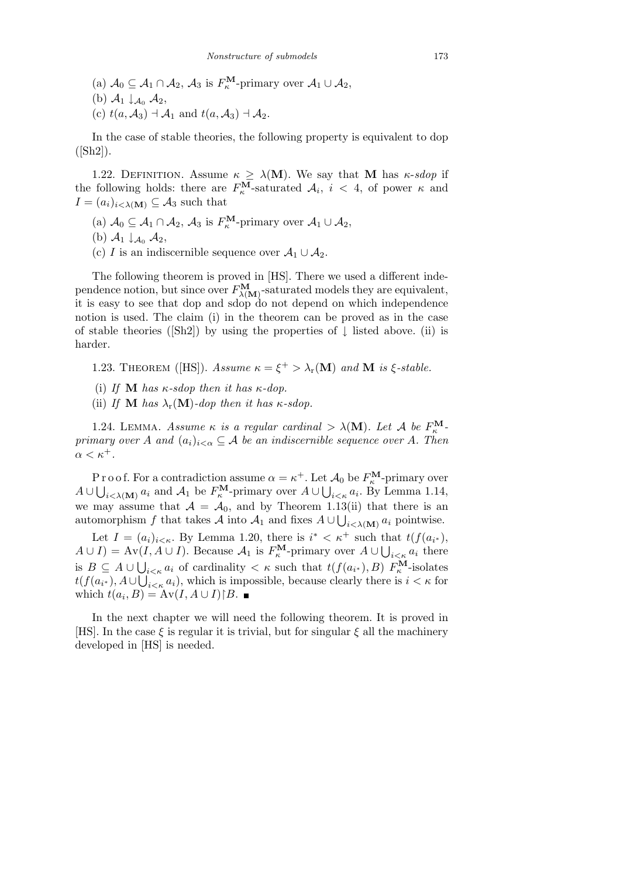(a) $\mathcal{A}_0 \subseteq \mathcal{A}_1 \cap \mathcal{A}_2$, $\mathcal{A}_3$ is $F^{\mathbf{M}}_\kappa$-primary over $\mathcal{A}_1 \cup \mathcal{A}_2$,

(b) $\mathcal{A}_1 \downarrow_{\mathcal{A}_0} \mathcal{A}_2$,

(c) $t(a, \mathcal{A}_3) \dashv \mathcal{A}_1$ and $t(a, \mathcal{A}_3) \dashv \mathcal{A}_2$.

In the case of stable theories, the following property is equivalent to dop ([Sh2]).

1.22. Definition. Assume $\kappa \geq \lambda(\mathbf{M})$. We say that $\mathbf{M}$ has *$\kappa$-sdop* if the following holds: there are $F^{\mathbf{M}}_\kappa$-saturated $\mathcal{A}_i$, $i < 4$, of power $\kappa$ and $I = (a_i)_{i<\lambda(\mathbf{M})} \subseteq \mathcal{A}_3$ such that

(a) $\mathcal{A}_0 \subseteq \mathcal{A}_1 \cap \mathcal{A}_2$, $\mathcal{A}_3$ is $F^{\mathbf{M}}_\kappa$-primary over $\mathcal{A}_1 \cup \mathcal{A}_2$,

(b) $\mathcal{A}_1 \downarrow_{\mathcal{A}_0} \mathcal{A}_2$,

(c) $I$ is an indiscernible sequence over $\mathcal{A}_1 \cup \mathcal{A}_2$.

The following theorem is proved in [HS]. There we used a different independence notion, but since over $F^{\mathbf{M}}_{\lambda(\mathbf{M})}$-saturated models they are equivalent, it is easy to see that dop and sdop do not depend on which independence notion is used. The claim (i) in the theorem can be proved as in the case of stable theories ([Sh2]) by using the properties of $\downarrow$ listed above. (ii) is harder.

1.23. Theorem ([HS]). *Assume $\kappa = \xi^+ > \lambda_{\mathrm{r}}(\mathbf{M})$ and $\mathbf{M}$ is $\xi$-stable.*

(i) *If $\mathbf{M}$ has $\kappa$-sdop then it has $\kappa$-dop.*

(ii) *If $\mathbf{M}$ has $\lambda_{\mathrm{r}}(\mathbf{M})$-dop then it has $\kappa$-sdop.*

1.24. Lemma. *Assume $\kappa$ is a regular cardinal $> \lambda(\mathbf{M})$. Let $\mathcal{A}$ be $F^{\mathbf{M}}_\kappa$-primary over $A$ and $(a_i)_{i<\alpha} \subseteq \mathcal{A}$ be an indiscernible sequence over $A$. Then $\alpha < \kappa^+$.*

Proof. For a contradiction assume $\alpha = \kappa^+$. Let $\mathcal{A}_0$ be $F^{\mathbf{M}}_\kappa$-primary over $A \cup \bigcup_{i<\lambda(\mathbf{M})} a_i$ and $\mathcal{A}_1$ be $F^{\mathbf{M}}_\kappa$-primary over $A \cup \bigcup_{i<\kappa} a_i$. By Lemma 1.14, we may assume that $\mathcal{A} = \mathcal{A}_0$, and by Theorem 1.13(ii) that there is an automorphism $f$ that takes $\mathcal{A}$ into $\mathcal{A}_1$ and fixes $A \cup \bigcup_{i<\lambda(\mathbf{M})} a_i$ pointwise.

Let $I = (a_i)_{i<\kappa}$. By Lemma 1.20, there is $i^* < \kappa^+$ such that $t(f(a_{i^*}), A \cup I) = \mathrm{Av}(I, A \cup I)$. Because $\mathcal{A}_1$ is $F^{\mathbf{M}}_\kappa$-primary over $A \cup \bigcup_{i<\kappa} a_i$ there is $B \subseteq A \cup \bigcup_{i<\kappa} a_i$ of cardinality $< \kappa$ such that $t(f(a_{i^*}), B)$ $F^{\mathbf{M}}_\kappa$-isolates $t(f(a_{i^*}), A \cup \bigcup_{i<\kappa} a_i)$, which is impossible, because clearly there is $i < \kappa$ for which $t(a_i, B) = \mathrm{Av}(I, A \cup I) \restriction B$. ∎

In the next chapter we will need the following theorem. It is proved in [HS]. In the case $\xi$ is regular it is trivial, but for singular $\xi$ all the machinery developed in [HS] is needed.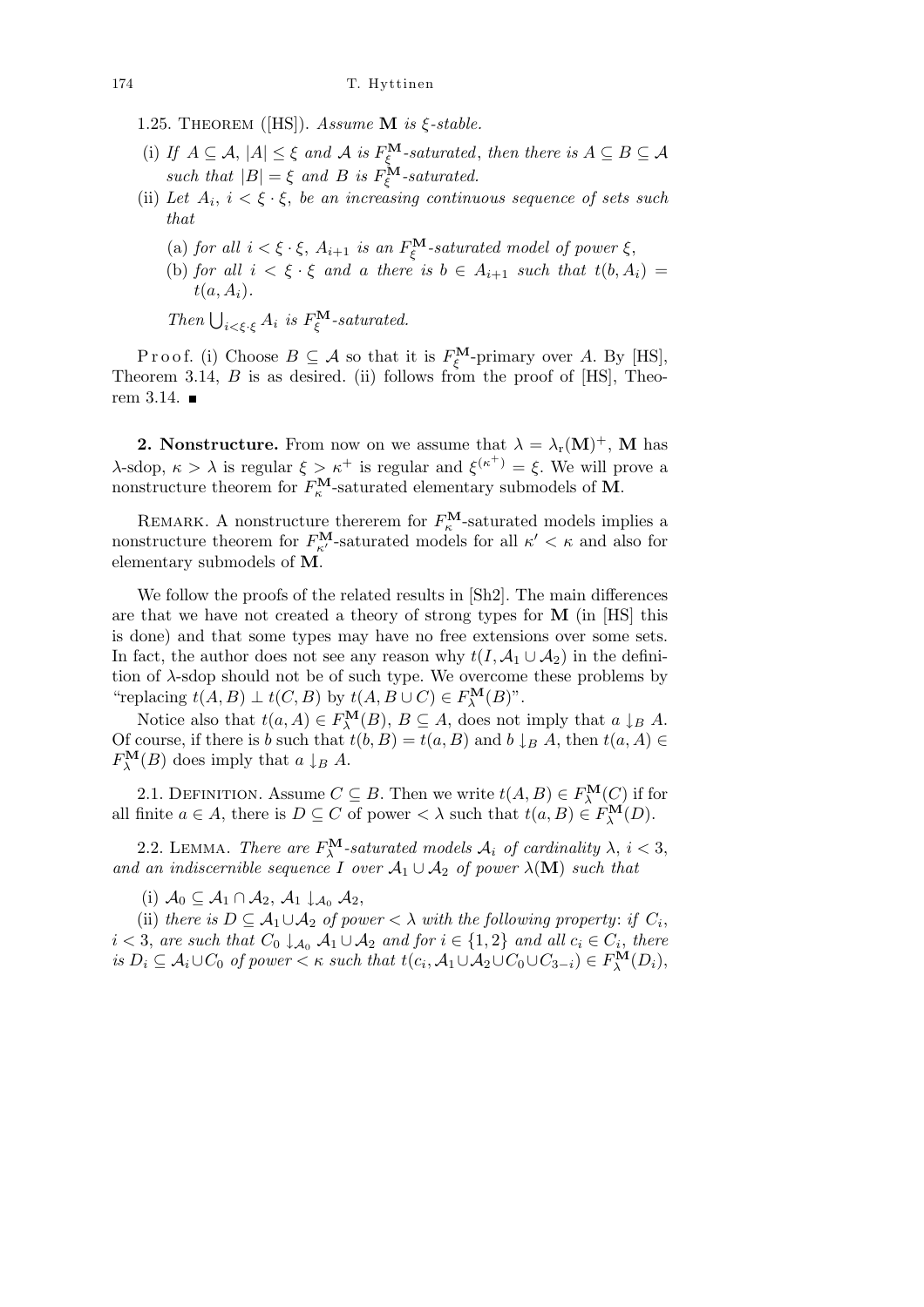1.25. Theorem ([HS]). *Assume* $\mathbf{M}$ *is* $\xi$*-stable.*

(i) *If* $A \subseteq \mathcal{A}$, $|A| \le \xi$ *and* $\mathcal{A}$ *is* $F^{\mathbf{M}}_{\xi}$*-saturated, then there is* $A \subseteq B \subseteq \mathcal{A}$ *such that* $|B| = \xi$ *and* $B$ *is* $F^{\mathbf{M}}_{\xi}$*-saturated.*

(ii) *Let* $A_i$, $i < \xi \cdot \xi$, *be an increasing continuous sequence of sets such that*

(a) *for all* $i < \xi \cdot \xi$, $A_{i+1}$ *is an* $F^{\mathbf{M}}_{\xi}$*-saturated model of power* $\xi$,

(b) *for all* $i < \xi \cdot \xi$ *and* $a$ *there is* $b \in A_{i+1}$ *such that* $t(b, A_i) = t(a, A_i)$.

*Then* $\bigcup_{i<\xi\cdot\xi} A_i$ *is* $F^{\mathbf{M}}_{\xi}$*-saturated.*

Proof. (i) Choose $B \subseteq \mathcal{A}$ so that it is $F^{\mathbf{M}}_{\xi}$-primary over $A$. By [HS], Theorem 3.14, $B$ is as desired. (ii) follows from the proof of [HS], Theorem 3.14. ∎

**2. Nonstructure.** From now on we assume that $\lambda = \lambda_r(\mathbf{M})^+$, $\mathbf{M}$ has $\lambda$-sdop, $\kappa > \lambda$ is regular $\xi > \kappa^+$ is regular and $\xi^{(\kappa^+)} = \xi$. We will prove a nonstructure theorem for $F^{\mathbf{M}}_{\kappa}$-saturated elementary submodels of $\mathbf{M}$.

Remark. A nonstructure thererem for $F^{\mathbf{M}}_{\kappa}$-saturated models implies a nonstructure theorem for $F^{\mathbf{M}}_{\kappa'}$-saturated models for all $\kappa' < \kappa$ and also for elementary submodels of $\mathbf{M}$.

We follow the proofs of the related results in [Sh2]. The main differences are that we have not created a theory of strong types for $\mathbf{M}$ (in [HS] this is done) and that some types may have no free extensions over some sets. In fact, the author does not see any reason why $t(I, \mathcal{A}_1 \cup \mathcal{A}_2)$ in the definition of $\lambda$-sdop should not be of such type. We overcome these problems by "replacing $t(A, B) \perp t(C, B)$ by $t(A, B \cup C) \in F^{\mathbf{M}}_{\lambda}(B)$".

Notice also that $t(a, A) \in F^{\mathbf{M}}_{\lambda}(B)$, $B \subseteq A$, does not imply that $a \downarrow_B A$. Of course, if there is $b$ such that $t(b, B) = t(a, B)$ and $b \downarrow_B A$, then $t(a, A) \in F^{\mathbf{M}}_{\lambda}(B)$ does imply that $a \downarrow_B A$.

2.1. Definition. Assume $C \subseteq B$. Then we write $t(A, B) \in F^{\mathbf{M}}_{\lambda}(C)$ if for all finite $a \in A$, there is $D \subseteq C$ of power $< \lambda$ such that $t(a, B) \in F^{\mathbf{M}}_{\lambda}(D)$.

2.2. Lemma. *There are* $F^{\mathbf{M}}_{\lambda}$*-saturated models* $\mathcal{A}_i$ *of cardinality* $\lambda$, $i < 3$, *and an indiscernible sequence* $I$ *over* $\mathcal{A}_1 \cup \mathcal{A}_2$ *of power* $\lambda(\mathbf{M})$ *such that*

(i) $\mathcal{A}_0 \subseteq \mathcal{A}_1 \cap \mathcal{A}_2$, $\mathcal{A}_1 \downarrow_{\mathcal{A}_0} \mathcal{A}_2$,

(ii) *there is* $D \subseteq \mathcal{A}_1 \cup \mathcal{A}_2$ *of power* $< \lambda$ *with the following property: if* $C_i$, $i < 3$, *are such that* $C_0 \downarrow_{\mathcal{A}_0} \mathcal{A}_1 \cup \mathcal{A}_2$ *and for* $i \in \{1, 2\}$ *and all* $c_i \in C_i$, *there is* $D_i \subseteq \mathcal{A}_i \cup C_0$ *of power* $< \kappa$ *such that* $t(c_i, \mathcal{A}_1 \cup \mathcal{A}_2 \cup C_0 \cup C_{3-i}) \in F^{\mathbf{M}}_{\lambda}(D_i)$,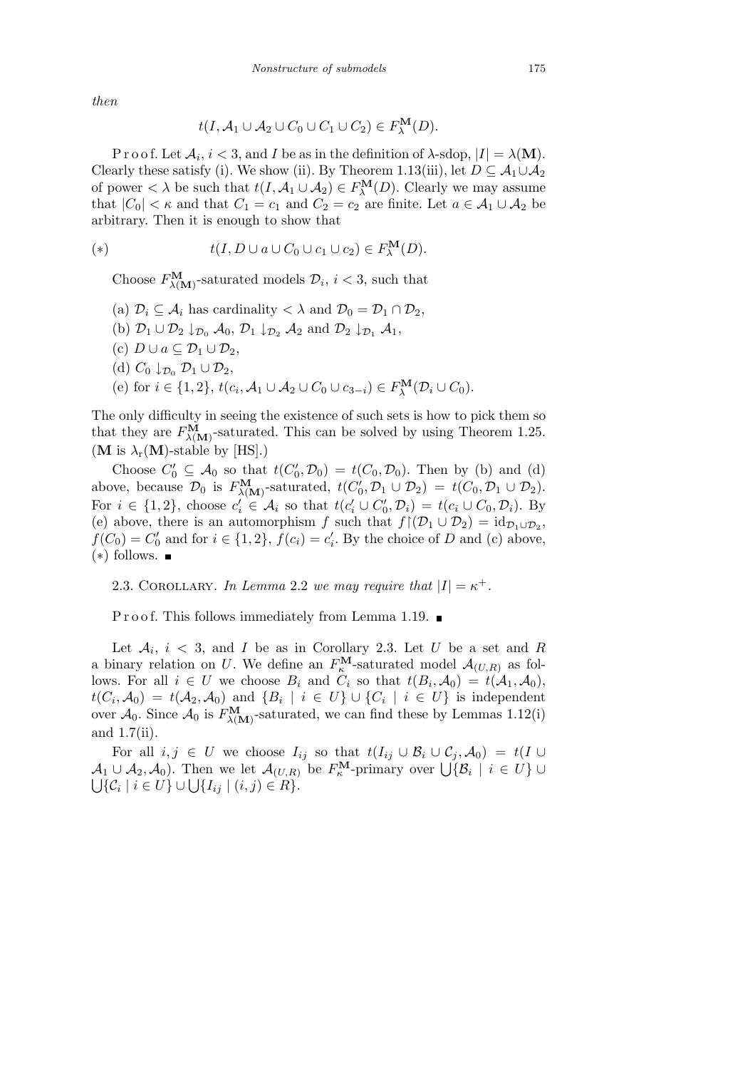*then*

$$t(I, \mathcal{A}_1 \cup \mathcal{A}_2 \cup C_0 \cup C_1 \cup C_2) \in F^{\mathbf{M}}_{\lambda}(D).$$

Proof. Let $\mathcal{A}_i$, $i < 3$, and $I$ be as in the definition of $\lambda$-sdop, $|I| = \lambda(\mathbf{M})$. Clearly these satisfy (i). We show (ii). By Theorem 1.13(iii), let $D \subseteq \mathcal{A}_1 \cup \mathcal{A}_2$ of power $< \lambda$ be such that $t(I, \mathcal{A}_1 \cup \mathcal{A}_2) \in F^{\mathbf{M}}_{\lambda}(D)$. Clearly we may assume that $|C_0| < \kappa$ and that $C_1 = c_1$ and $C_2 = c_2$ are finite. Let $a \in \mathcal{A}_1 \cup \mathcal{A}_2$ be arbitrary. Then it is enough to show that

$$(*) \qquad t(I, D \cup a \cup C_0 \cup c_1 \cup c_2) \in F^{\mathbf{M}}_{\lambda}(D).$$

Choose $F^{\mathbf{M}}_{\lambda(\mathbf{M})}$-saturated models $\mathcal{D}_i$, $i < 3$, such that

(a) $\mathcal{D}_i \subseteq \mathcal{A}_i$ has cardinality $< \lambda$ and $\mathcal{D}_0 = \mathcal{D}_1 \cap \mathcal{D}_2$,

(b) $\mathcal{D}_1 \cup \mathcal{D}_2 \downarrow_{\mathcal{D}_0} \mathcal{A}_0$, $\mathcal{D}_1 \downarrow_{\mathcal{D}_2} \mathcal{A}_2$ and $\mathcal{D}_2 \downarrow_{\mathcal{D}_1} \mathcal{A}_1$,

(c) $D \cup a \subseteq \mathcal{D}_1 \cup \mathcal{D}_2$,

(d) $C_0 \downarrow_{\mathcal{D}_0} \mathcal{D}_1 \cup \mathcal{D}_2$,

(e) for $i \in \{1, 2\}$, $t(c_i, \mathcal{A}_1 \cup \mathcal{A}_2 \cup C_0 \cup c_{3-i}) \in F^{\mathbf{M}}_{\lambda}(\mathcal{D}_i \cup C_0)$.

The only difficulty in seeing the existence of such sets is how to pick them so that they are $F^{\mathbf{M}}_{\lambda(\mathbf{M})}$-saturated. This can be solved by using Theorem 1.25. ($\mathbf{M}$ is $\lambda_r(\mathbf{M})$-stable by [HS].)

Choose $C'_0 \subseteq \mathcal{A}_0$ so that $t(C'_0, \mathcal{D}_0) = t(C_0, \mathcal{D}_0)$. Then by (b) and (d) above, because $\mathcal{D}_0$ is $F^{\mathbf{M}}_{\lambda(\mathbf{M})}$-saturated, $t(C'_0, \mathcal{D}_1 \cup \mathcal{D}_2) = t(C_0, \mathcal{D}_1 \cup \mathcal{D}_2)$. For $i \in \{1, 2\}$, choose $c'_i \in \mathcal{A}_i$ so that $t(c'_i \cup C'_0, \mathcal{D}_i) = t(c_i \cup C_0, \mathcal{D}_i)$. By (e) above, there is an automorphism $f$ such that $f{\restriction}(\mathcal{D}_1 \cup \mathcal{D}_2) = \mathrm{id}_{\mathcal{D}_1 \cup \mathcal{D}_2}$, $f(C_0) = C'_0$ and for $i \in \{1, 2\}$, $f(c_i) = c'_i$. By the choice of $D$ and (c) above, $(*)$ follows. ∎

2.3. Corollary. *In Lemma* 2.2 *we may require that* $|I| = \kappa^+$.

Proof. This follows immediately from Lemma 1.19. ∎

Let $\mathcal{A}_i$, $i < 3$, and $I$ be as in Corollary 2.3. Let $U$ be a set and $R$ a binary relation on $U$. We define an $F^{\mathbf{M}}_{\kappa}$-saturated model $\mathcal{A}_{(U,R)}$ as follows. For all $i \in U$ we choose $B_i$ and $C_i$ so that $t(B_i, \mathcal{A}_0) = t(\mathcal{A}_1, \mathcal{A}_0)$, $t(C_i, \mathcal{A}_0) = t(\mathcal{A}_2, \mathcal{A}_0)$ and $\{B_i \mid i \in U\} \cup \{C_i \mid i \in U\}$ is independent over $\mathcal{A}_0$. Since $\mathcal{A}_0$ is $F^{\mathbf{M}}_{\lambda(\mathbf{M})}$-saturated, we can find these by Lemmas 1.12(i) and 1.7(ii).

For all $i, j \in U$ we choose $I_{ij}$ so that $t(I_{ij} \cup \mathcal{B}_i \cup \mathcal{C}_j, \mathcal{A}_0) = t(I \cup \mathcal{A}_1 \cup \mathcal{A}_2, \mathcal{A}_0)$. Then we let $\mathcal{A}_{(U,R)}$ be $F^{\mathbf{M}}_{\kappa}$-primary over $\bigcup\{\mathcal{B}_i \mid i \in U\} \cup \bigcup\{\mathcal{C}_i \mid i \in U\} \cup \bigcup\{I_{ij} \mid (i, j) \in R\}$.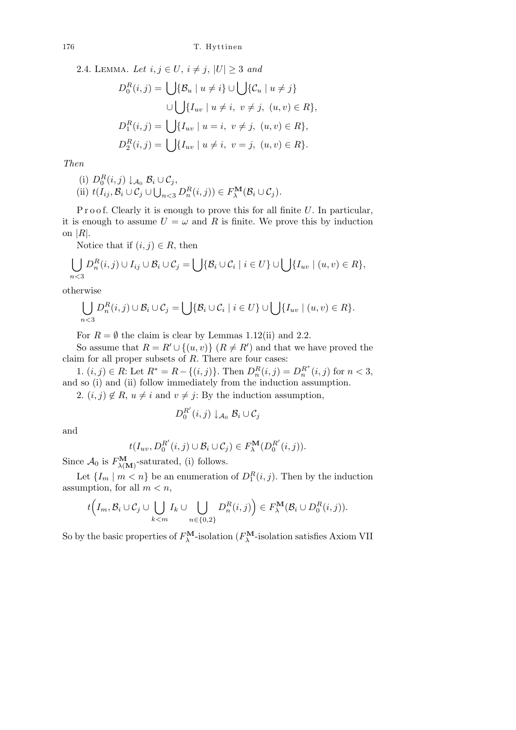2.4. Lemma. *Let* $i, j \in U$, $i \neq j$, $|U| \geq 3$ *and*

$$D_0^R(i,j) = \bigcup\{\mathcal{B}_u \mid u \neq i\} \cup \bigcup\{\mathcal{C}_u \mid u \neq j\} \cup \bigcup\{I_{uv} \mid u \neq i,\ v \neq j,\ (u,v) \in R\},$$

$$D_1^R(i,j) = \bigcup\{I_{uv} \mid u = i,\ v \neq j,\ (u,v) \in R\},$$

$$D_2^R(i,j) = \bigcup\{I_{uv} \mid u \neq i,\ v = j,\ (u,v) \in R\}.$$

*Then*

(i) $D_0^R(i,j) \downarrow_{\mathcal{A}_0} \mathcal{B}_i \cup \mathcal{C}_j$,
(ii) $t(I_{ij}, \mathcal{B}_i \cup \mathcal{C}_j \cup \bigcup_{n<3} D_n^R(i,j)) \in F_\lambda^{\mathbf{M}}(\mathcal{B}_i \cup \mathcal{C}_j)$.

Proof. Clearly it is enough to prove this for all finite $U$. In particular, it is enough to assume $U = \omega$ and $R$ is finite. We prove this by induction on $|R|$.

Notice that if $(i,j) \in R$, then

$$\bigcup_{n<3} D_n^R(i,j) \cup I_{ij} \cup \mathcal{B}_i \cup \mathcal{C}_j = \bigcup\{\mathcal{B}_i \cup \mathcal{C}_i \mid i \in U\} \cup \bigcup\{I_{uv} \mid (u,v) \in R\},$$

otherwise

$$\bigcup_{n<3} D_n^R(i,j) \cup \mathcal{B}_i \cup \mathcal{C}_j = \bigcup\{\mathcal{B}_i \cup \mathcal{C}_i \mid i \in U\} \cup \bigcup\{I_{uv} \mid (u,v) \in R\}.$$

For $R = \emptyset$ the claim is clear by Lemmas 1.12(ii) and 2.2.

So assume that $R = R' \cup \{(u,v)\}$ ($R \neq R'$) and that we have proved the claim for all proper subsets of $R$. There are four cases:

1. $(i,j) \in R$: Let $R^* = R - \{(i,j)\}$. Then $D_n^R(i,j) = D_n^{R^*}(i,j)$ for $n < 3$, and so (i) and (ii) follow immediately from the induction assumption.

2. $(i,j) \notin R$, $u \neq i$ and $v \neq j$: By the induction assumption,

$$D_0^{R'}(i,j) \downarrow_{\mathcal{A}_0} \mathcal{B}_i \cup \mathcal{C}_j$$

and

$$t(I_{uv}, D_0^{R'}(i,j) \cup \mathcal{B}_i \cup \mathcal{C}_j) \in F_\lambda^{\mathbf{M}}(D_0^{R'}(i,j)).$$

Since $\mathcal{A}_0$ is $F_{\lambda(\mathbf{M})}^{\mathbf{M}}$-saturated, (i) follows.

Let $\{I_m \mid m < n\}$ be an enumeration of $D_1^R(i,j)$. Then by the induction assumption, for all $m < n$,

$$t\Big(I_m, \mathcal{B}_i \cup \mathcal{C}_j \cup \bigcup_{k<m} I_k \cup \bigcup_{n \in \{0,2\}} D_n^R(i,j)\Big) \in F_\lambda^{\mathbf{M}}(\mathcal{B}_i \cup D_0^R(i,j)).$$

So by the basic properties of $F_\lambda^{\mathbf{M}}$-isolation ($F_\lambda^{\mathbf{M}}$-isolation satisfies Axiom VII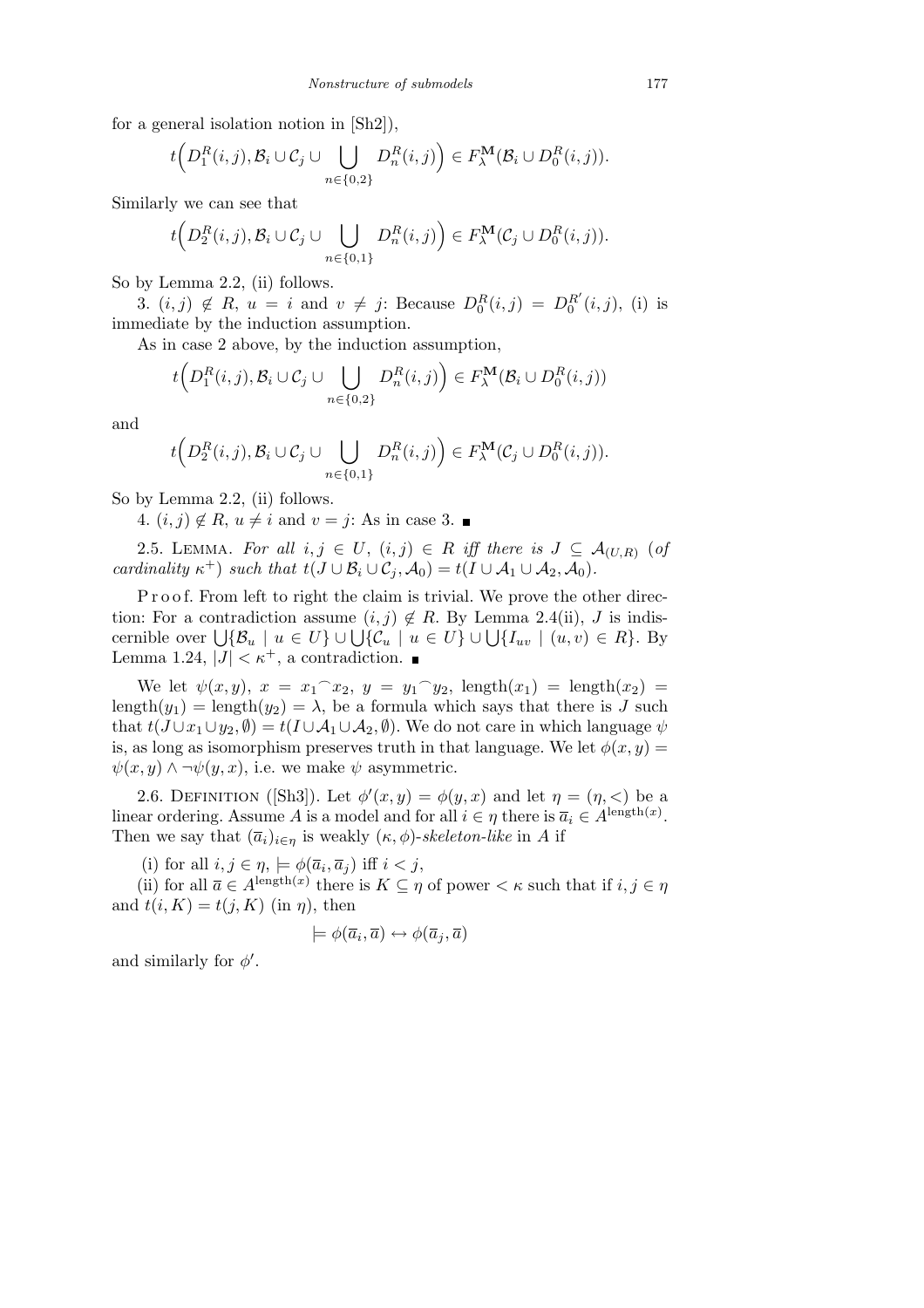for a general isolation notion in [Sh2]),

$$t\Big(D_1^R(i,j), \mathcal{B}_i \cup \mathcal{C}_j \cup \bigcup_{n\in\{0,2\}} D_n^R(i,j)\Big) \in F_\lambda^{\mathbf{M}}(\mathcal{B}_i \cup D_0^R(i,j)).$$

Similarly we can see that

$$t\Big(D_2^R(i,j), \mathcal{B}_i \cup \mathcal{C}_j \cup \bigcup_{n\in\{0,1\}} D_n^R(i,j)\Big) \in F_\lambda^{\mathbf{M}}(\mathcal{C}_j \cup D_0^R(i,j)).$$

So by Lemma 2.2, (ii) follows.

3. $(i,j) \notin R$, $u = i$ and $v \neq j$: Because $D_0^R(i,j) = D_0^{R'}(i,j)$, (i) is immediate by the induction assumption.

As in case 2 above, by the induction assumption,

$$t\Big(D_1^R(i,j), \mathcal{B}_i \cup \mathcal{C}_j \cup \bigcup_{n\in\{0,2\}} D_n^R(i,j)\Big) \in F_\lambda^{\mathbf{M}}(\mathcal{B}_i \cup D_0^R(i,j))$$

and

$$t\Big(D_2^R(i,j), \mathcal{B}_i \cup \mathcal{C}_j \cup \bigcup_{n\in\{0,1\}} D_n^R(i,j)\Big) \in F_\lambda^{\mathbf{M}}(\mathcal{C}_j \cup D_0^R(i,j)).$$

So by Lemma 2.2, (ii) follows.

4. $(i,j) \notin R$, $u \neq i$ and $v = j$: As in case 3. ■

2.5. Lemma. *For all $i,j \in U$, $(i,j) \in R$ iff there is $J \subseteq \mathcal{A}_{(U,R)}$ (of cardinality $\kappa^+$) such that $t(J \cup \mathcal{B}_i \cup \mathcal{C}_j, \mathcal{A}_0) = t(I \cup \mathcal{A}_1 \cup \mathcal{A}_2, \mathcal{A}_0)$.*

Proof. From left to right the claim is trivial. We prove the other direction: For a contradiction assume $(i,j) \notin R$. By Lemma 2.4(ii), $J$ is indiscernible over $\bigcup\{\mathcal{B}_u \mid u \in U\} \cup \bigcup\{\mathcal{C}_u \mid u \in U\} \cup \bigcup\{I_{uv} \mid (u,v) \in R\}$. By Lemma 1.24, $|J| < \kappa^+$, a contradiction. ■

We let $\psi(x,y)$, $x = x_1{}^\frown x_2$, $y = y_1{}^\frown y_2$, $\text{length}(x_1) = \text{length}(x_2) = \text{length}(y_1) = \text{length}(y_2) = \lambda$, be a formula which says that there is $J$ such that $t(J \cup x_1 \cup y_2, \emptyset) = t(I \cup \mathcal{A}_1 \cup \mathcal{A}_2, \emptyset)$. We do not care in which language $\psi$ is, as long as isomorphism preserves truth in that language. We let $\phi(x,y) = \psi(x,y) \wedge \neg\psi(y,x)$, i.e. we make $\psi$ asymmetric.

2.6. Definition ([Sh3]). Let $\phi'(x,y) = \phi(y,x)$ and let $\eta = (\eta, <)$ be a linear ordering. Assume $A$ is a model and for all $i \in \eta$ there is $\overline{a}_i \in A^{\text{length}(x)}$. Then we say that $(\overline{a}_i)_{i\in\eta}$ is weakly $(\kappa,\phi)$-*skeleton-like* in $A$ if

(i) for all $i,j \in \eta$, $\models \phi(\overline{a}_i, \overline{a}_j)$ iff $i < j$,

(ii) for all $\overline{a} \in A^{\text{length}(x)}$ there is $K \subseteq \eta$ of power $< \kappa$ such that if $i,j \in \eta$ and $t(i,K) = t(j,K)$ (in $\eta$), then

$$\models \phi(\overline{a}_i, \overline{a}) \leftrightarrow \phi(\overline{a}_j, \overline{a})$$

and similarly for $\phi'$.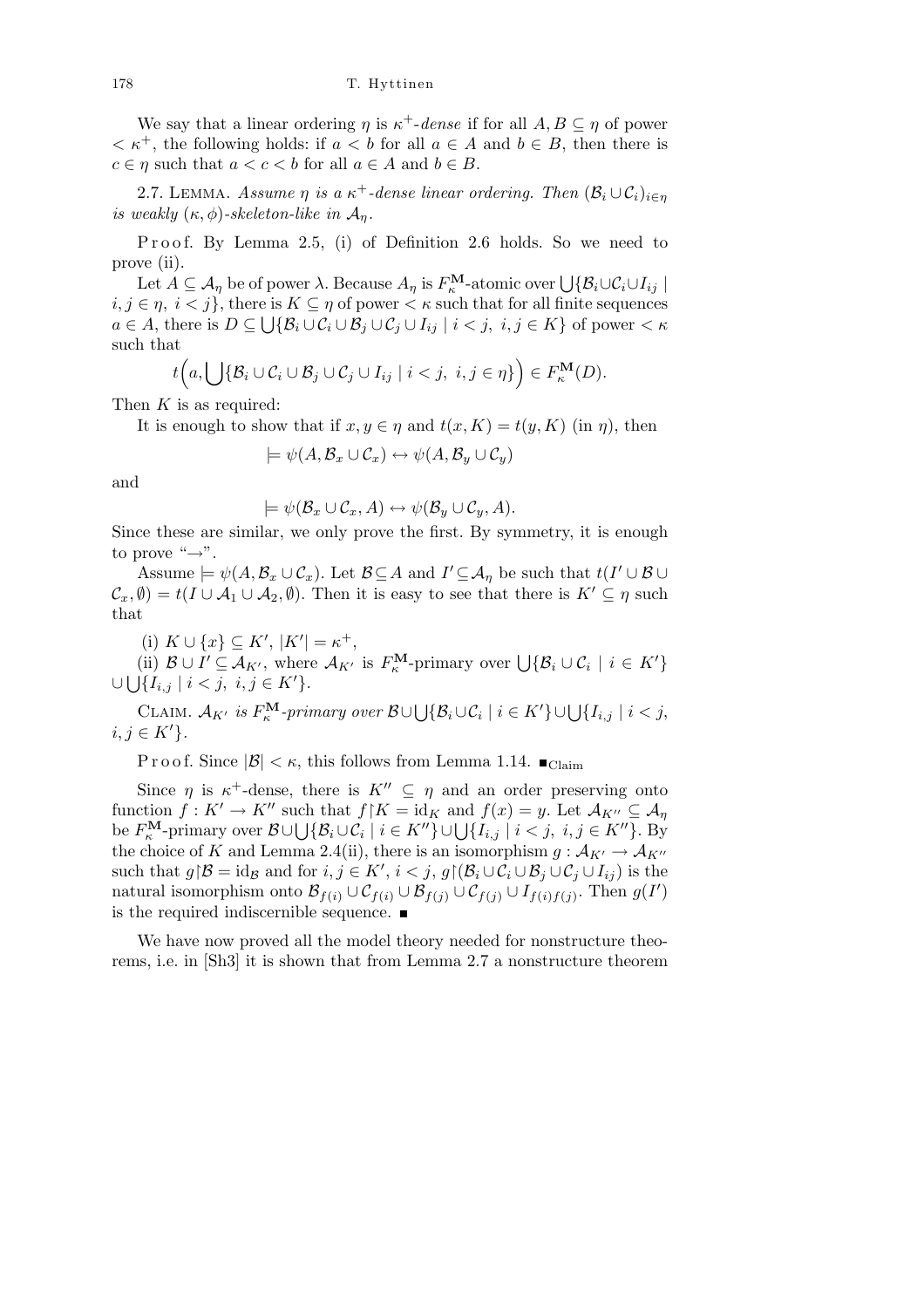We say that a linear ordering $\eta$ is $\kappa^+$-*dense* if for all $A, B \subseteq \eta$ of power $< \kappa^+$, the following holds: if $a < b$ for all $a \in A$ and $b \in B$, then there is $c \in \eta$ such that $a < c < b$ for all $a \in A$ and $b \in B$.

2.7. Lemma. *Assume $\eta$ is a $\kappa^+$-dense linear ordering. Then $(\mathcal{B}_i \cup \mathcal{C}_i)_{i \in \eta}$ is weakly $(\kappa, \phi)$-skeleton-like in $\mathcal{A}_\eta$.*

Proof. By Lemma 2.5, (i) of Definition 2.6 holds. So we need to prove (ii).

Let $A \subseteq \mathcal{A}_\eta$ be of power $\lambda$. Because $A_\eta$ is $F^{\mathbf{M}}_\kappa$-atomic over $\bigcup\{\mathcal{B}_i \cup \mathcal{C}_i \cup I_{ij} \mid i, j \in \eta,\ i < j\}$, there is $K \subseteq \eta$ of power $< \kappa$ such that for all finite sequences $a \in A$, there is $D \subseteq \bigcup\{\mathcal{B}_i \cup \mathcal{C}_i \cup \mathcal{B}_j \cup \mathcal{C}_j \cup I_{ij} \mid i < j,\ i, j \in K\}$ of power $< \kappa$ such that

$$t\Big(a, \bigcup\{\mathcal{B}_i \cup \mathcal{C}_i \cup \mathcal{B}_j \cup \mathcal{C}_j \cup I_{ij} \mid i < j,\ i, j \in \eta\}\Big) \in F^{\mathbf{M}}_\kappa(D).$$

Then $K$ is as required:

It is enough to show that if $x, y \in \eta$ and $t(x, K) = t(y, K)$ (in $\eta$), then

$$\models \psi(A, \mathcal{B}_x \cup \mathcal{C}_x) \leftrightarrow \psi(A, \mathcal{B}_y \cup \mathcal{C}_y)$$

and

$$\models \psi(\mathcal{B}_x \cup \mathcal{C}_x, A) \leftrightarrow \psi(\mathcal{B}_y \cup \mathcal{C}_y, A).$$

Since these are similar, we only prove the first. By symmetry, it is enough to prove "$\rightarrow$".

Assume $\models \psi(A, \mathcal{B}_x \cup \mathcal{C}_x)$. Let $\mathcal{B} \subseteq A$ and $I' \subseteq \mathcal{A}_\eta$ be such that $t(I' \cup \mathcal{B} \cup \mathcal{C}_x, \emptyset) = t(I \cup \mathcal{A}_1 \cup \mathcal{A}_2, \emptyset)$. Then it is easy to see that there is $K' \subseteq \eta$ such that

(i) $K \cup \{x\} \subseteq K'$, $|K'| = \kappa^+$,

(ii) $\mathcal{B} \cup I' \subseteq \mathcal{A}_{K'}$, where $\mathcal{A}_{K'}$ is $F^{\mathbf{M}}_\kappa$-primary over $\bigcup\{\mathcal{B}_i \cup \mathcal{C}_i \mid i \in K'\} \cup \bigcup\{I_{i,j} \mid i < j,\ i, j \in K'\}$.

Claim. *$\mathcal{A}_{K'}$ is $F^{\mathbf{M}}_\kappa$-primary over $\mathcal{B} \cup \bigcup\{\mathcal{B}_i \cup \mathcal{C}_i \mid i \in K'\} \cup \bigcup\{I_{i,j} \mid i < j,\ i, j \in K'\}$.*

Proof. Since $|\mathcal{B}| < \kappa$, this follows from Lemma 1.14. $\blacksquare_{\text{Claim}}$

Since $\eta$ is $\kappa^+$-dense, there is $K'' \subseteq \eta$ and an order preserving onto function $f : K' \to K''$ such that $f \restriction K = \mathrm{id}_K$ and $f(x) = y$. Let $\mathcal{A}_{K''} \subseteq \mathcal{A}_\eta$ be $F^{\mathbf{M}}_\kappa$-primary over $\mathcal{B} \cup \bigcup\{\mathcal{B}_i \cup \mathcal{C}_i \mid i \in K''\} \cup \bigcup\{I_{i,j} \mid i < j,\ i, j \in K''\}$. By the choice of $K$ and Lemma 2.4(ii), there is an isomorphism $g : \mathcal{A}_{K'} \to \mathcal{A}_{K''}$ such that $g \restriction \mathcal{B} = \mathrm{id}_{\mathcal{B}}$ and for $i, j \in K'$, $i < j$, $g \restriction (\mathcal{B}_i \cup \mathcal{C}_i \cup \mathcal{B}_j \cup \mathcal{C}_j \cup I_{ij})$ is the natural isomorphism onto $\mathcal{B}_{f(i)} \cup \mathcal{C}_{f(i)} \cup \mathcal{B}_{f(j)} \cup \mathcal{C}_{f(j)} \cup I_{f(i)f(j)}$. Then $g(I')$ is the required indiscernible sequence. $\blacksquare$

We have now proved all the model theory needed for nonstructure theorems, i.e. in [Sh3] it is shown that from Lemma 2.7 a nonstructure theorem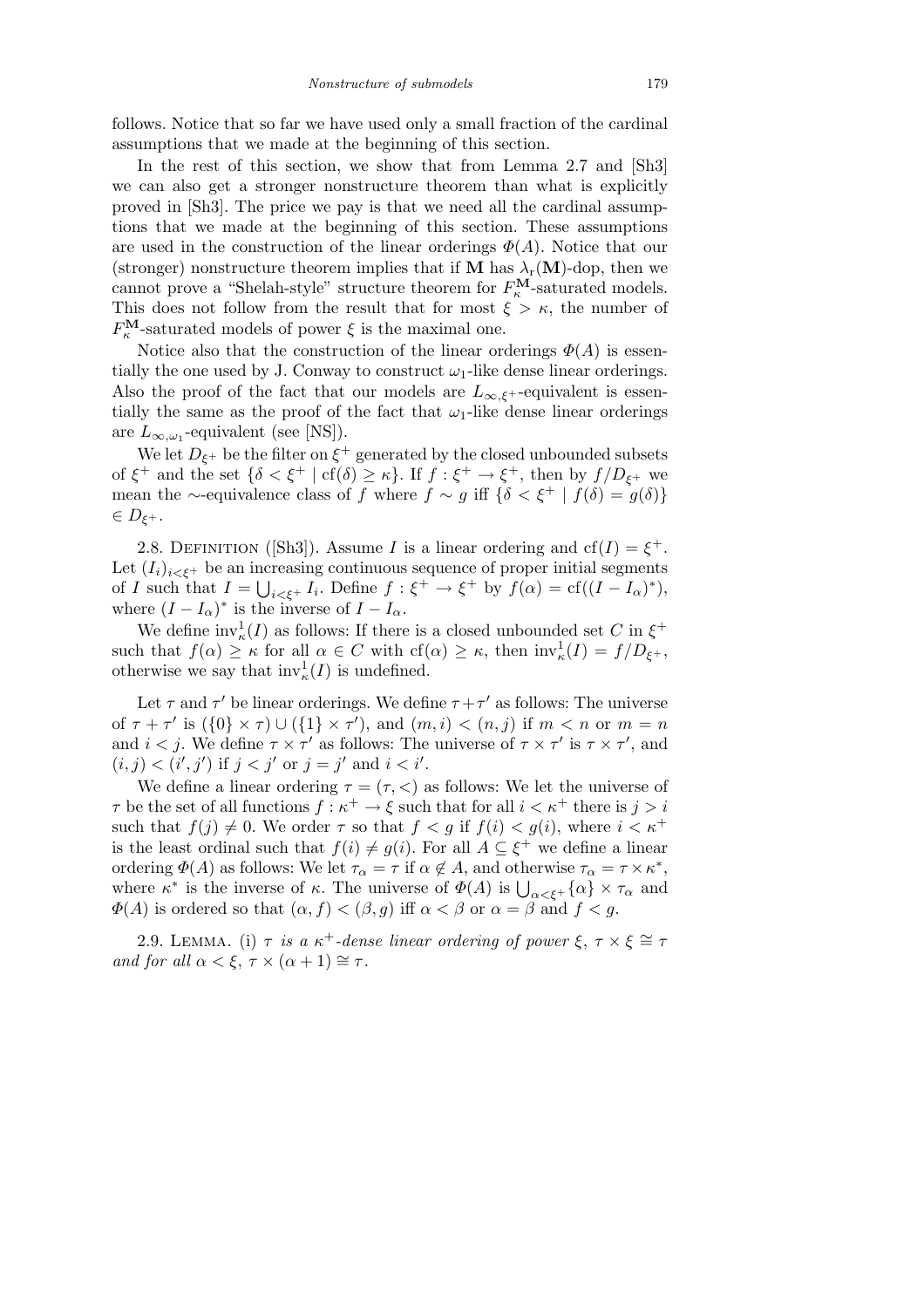follows. Notice that so far we have used only a small fraction of the cardinal assumptions that we made at the beginning of this section.

In the rest of this section, we show that from Lemma 2.7 and [Sh3] we can also get a stronger nonstructure theorem than what is explicitly proved in [Sh3]. The price we pay is that we need all the cardinal assumptions that we made at the beginning of this section. These assumptions are used in the construction of the linear orderings $\Phi(A)$. Notice that our (stronger) nonstructure theorem implies that if $\mathbf{M}$ has $\lambda_{\mathrm{r}}(\mathbf{M})$-dop, then we cannot prove a "Shelah-style" structure theorem for $F^{\mathbf{M}}_{\kappa}$-saturated models. This does not follow from the result that for most $\xi > \kappa$, the number of $F^{\mathbf{M}}_{\kappa}$-saturated models of power $\xi$ is the maximal one.

Notice also that the construction of the linear orderings $\Phi(A)$ is essentially the one used by J. Conway to construct $\omega_1$-like dense linear orderings. Also the proof of the fact that our models are $L_{\infty,\xi^+}$-equivalent is essentially the same as the proof of the fact that $\omega_1$-like dense linear orderings are $L_{\infty,\omega_1}$-equivalent (see [NS]).

We let $D_{\xi^+}$ be the filter on $\xi^+$ generated by the closed unbounded subsets of $\xi^+$ and the set $\{\delta < \xi^+ \mid \mathrm{cf}(\delta) \geq \kappa\}$. If $f : \xi^+ \to \xi^+$, then by $f/D_{\xi^+}$ we mean the $\sim$-equivalence class of $f$ where $f \sim g$ iff $\{\delta < \xi^+ \mid f(\delta) = g(\delta)\} \in D_{\xi^+}$.

2.8. Definition ([Sh3]). Assume $I$ is a linear ordering and $\mathrm{cf}(I) = \xi^+$. Let $(I_i)_{i<\xi^+}$ be an increasing continuous sequence of proper initial segments of $I$ such that $I = \bigcup_{i<\xi^+} I_i$. Define $f : \xi^+ \to \xi^+$ by $f(\alpha) = \mathrm{cf}((I - I_\alpha)^*)$, where $(I - I_\alpha)^*$ is the inverse of $I - I_\alpha$.

We define $\mathrm{inv}^1_\kappa(I)$ as follows: If there is a closed unbounded set $C$ in $\xi^+$ such that $f(\alpha) \geq \kappa$ for all $\alpha \in C$ with $\mathrm{cf}(\alpha) \geq \kappa$, then $\mathrm{inv}^1_\kappa(I) = f/D_{\xi^+}$, otherwise we say that $\mathrm{inv}^1_\kappa(I)$ is undefined.

Let $\tau$ and $\tau'$ be linear orderings. We define $\tau + \tau'$ as follows: The universe of $\tau + \tau'$ is $(\{0\} \times \tau) \cup (\{1\} \times \tau')$, and $(m, i) < (n, j)$ if $m < n$ or $m = n$ and $i < j$. We define $\tau \times \tau'$ as follows: The universe of $\tau \times \tau'$ is $\tau \times \tau'$, and $(i, j) < (i', j')$ if $j < j'$ or $j = j'$ and $i < i'$.

We define a linear ordering $\tau = (\tau, <)$ as follows: We let the universe of $\tau$ be the set of all functions $f : \kappa^+ \to \xi$ such that for all $i < \kappa^+$ there is $j > i$ such that $f(j) \neq 0$. We order $\tau$ so that $f < g$ if $f(i) < g(i)$, where $i < \kappa^+$ is the least ordinal such that $f(i) \neq g(i)$. For all $A \subseteq \xi^+$ we define a linear ordering $\Phi(A)$ as follows: We let $\tau_\alpha = \tau$ if $\alpha \notin A$, and otherwise $\tau_\alpha = \tau \times \kappa^*$, where $\kappa^*$ is the inverse of $\kappa$. The universe of $\Phi(A)$ is $\bigcup_{\alpha<\xi^+} \{\alpha\} \times \tau_\alpha$ and $\Phi(A)$ is ordered so that $(\alpha, f) < (\beta, g)$ iff $\alpha < \beta$ or $\alpha = \beta$ and $f < g$.

2.9. Lemma. (i) *$\tau$ is a $\kappa^+$-dense linear ordering of power $\xi$, $\tau \times \xi \cong \tau$ and for all $\alpha < \xi$, $\tau \times (\alpha + 1) \cong \tau$.*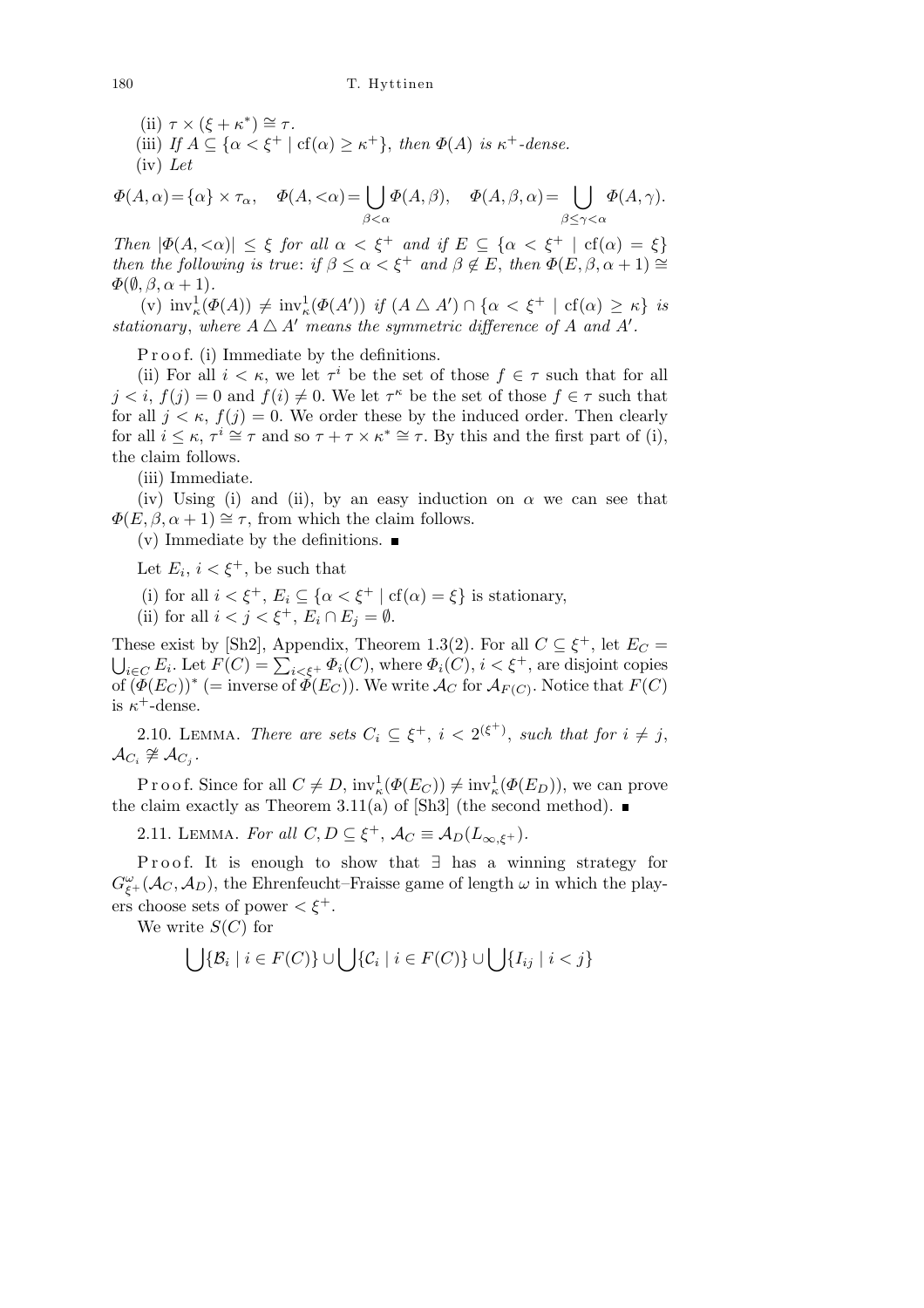(ii) $\tau \times (\xi + \kappa^*) \cong \tau$.

(iii) *If* $A \subseteq \{\alpha < \xi^+ \mid \mathrm{cf}(\alpha) \geq \kappa^+\}$, *then* $\Phi(A)$ *is* $\kappa^+$*-dense.*

(iv) *Let*

$$\Phi(A,\alpha) = \{\alpha\} \times \tau_\alpha, \quad \Phi(A,<\alpha) = \bigcup_{\beta<\alpha} \Phi(A,\beta), \quad \Phi(A,\beta,\alpha) = \bigcup_{\beta\leq\gamma<\alpha} \Phi(A,\gamma).$$

*Then* $|\Phi(A,<\alpha)| \leq \xi$ *for all* $\alpha < \xi^+$ *and if* $E \subseteq \{\alpha < \xi^+ \mid \mathrm{cf}(\alpha) = \xi\}$ *then the following is true*: *if* $\beta \leq \alpha < \xi^+$ *and* $\beta \notin E$, *then* $\Phi(E,\beta,\alpha+1) \cong \Phi(\emptyset,\beta,\alpha+1)$.

(v) $\mathrm{inv}^1_\kappa(\Phi(A)) \neq \mathrm{inv}^1_\kappa(\Phi(A'))$ *if* $(A \triangle A') \cap \{\alpha < \xi^+ \mid \mathrm{cf}(\alpha) \geq \kappa\}$ *is stationary*, *where* $A \triangle A'$ *means the symmetric difference of* $A$ *and* $A'$.

Proof. (i) Immediate by the definitions.

(ii) For all $i < \kappa$, we let $\tau^i$ be the set of those $f \in \tau$ such that for all $j < i$, $f(j) = 0$ and $f(i) \neq 0$. We let $\tau^\kappa$ be the set of those $f \in \tau$ such that for all $j < \kappa$, $f(j) = 0$. We order these by the induced order. Then clearly for all $i \leq \kappa$, $\tau^i \cong \tau$ and so $\tau + \tau \times \kappa^* \cong \tau$. By this and the first part of (i), the claim follows.

(iii) Immediate.

(iv) Using (i) and (ii), by an easy induction on $\alpha$ we can see that $\Phi(E,\beta,\alpha+1) \cong \tau$, from which the claim follows.

(v) Immediate by the definitions. ∎

Let $E_i$, $i < \xi^+$, be such that

(i) for all $i < \xi^+$, $E_i \subseteq \{\alpha < \xi^+ \mid \mathrm{cf}(\alpha) = \xi\}$ is stationary,

(ii) for all $i < j < \xi^+$, $E_i \cap E_j = \emptyset$.

These exist by [Sh2], Appendix, Theorem 1.3(2). For all $C \subseteq \xi^+$, let $E_C = \bigcup_{i\in C} E_i$. Let $F(C) = \sum_{i<\xi^+} \Phi_i(C)$, where $\Phi_i(C)$, $i < \xi^+$, are disjoint copies of $(\Phi(E_C))^*$ (= inverse of $\Phi(E_C)$). We write $\mathcal{A}_C$ for $\mathcal{A}_{F(C)}$. Notice that $F(C)$ is $\kappa^+$-dense.

2.10. Lemma. *There are sets* $C_i \subseteq \xi^+$, $i < 2^{(\xi^+)}$, *such that for* $i \neq j$, $\mathcal{A}_{C_i} \not\cong \mathcal{A}_{C_j}$.

Proof. Since for all $C \neq D$, $\mathrm{inv}^1_\kappa(\Phi(E_C)) \neq \mathrm{inv}^1_\kappa(\Phi(E_D))$, we can prove the claim exactly as Theorem 3.11(a) of [Sh3] (the second method). ∎

2.11. Lemma. *For all* $C, D \subseteq \xi^+$, $\mathcal{A}_C \equiv \mathcal{A}_D(L_{\infty,\xi^+})$.

Proof. It is enough to show that $\exists$ has a winning strategy for $G^\omega_{\xi^+}(\mathcal{A}_C, \mathcal{A}_D)$, the Ehrenfeucht–Fraisse game of length $\omega$ in which the players choose sets of power $< \xi^+$.

We write $S(C)$ for

$$\bigcup\{\mathcal{B}_i \mid i \in F(C)\} \cup \bigcup\{\mathcal{C}_i \mid i \in F(C)\} \cup \bigcup\{I_{ij} \mid i < j\}$$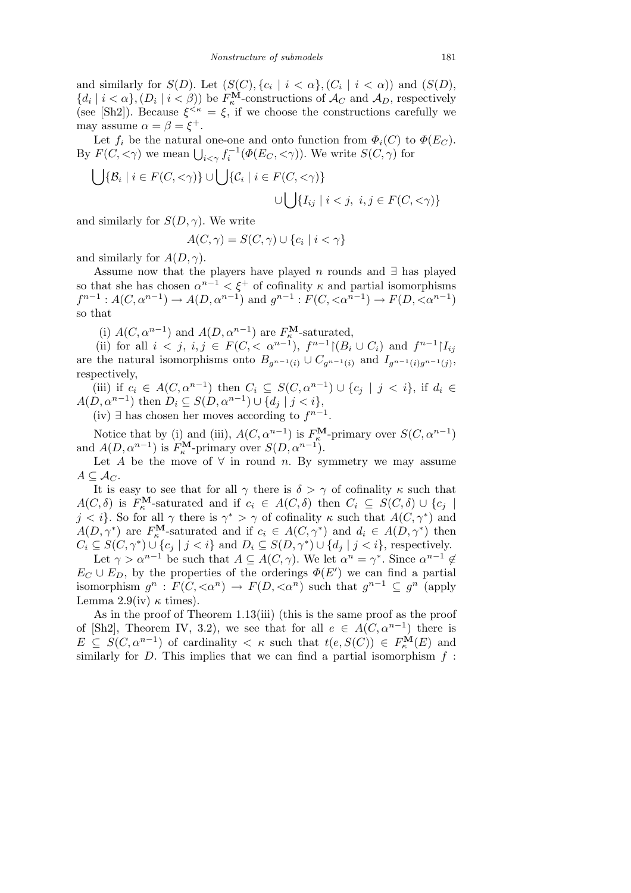and similarly for $S(D)$. Let $(S(C), \{c_i \mid i < \alpha\}, (C_i \mid i < \alpha))$ and $(S(D), \{d_i \mid i < \alpha\}, (D_i \mid i < \beta))$ be $F^{\mathbf{M}}_\kappa$-constructions of $\mathcal{A}_C$ and $\mathcal{A}_D$, respectively (see [Sh2]). Because $\xi^{<\kappa} = \xi$, if we choose the constructions carefully we may assume $\alpha = \beta = \xi^+$.

Let $f_i$ be the natural one-one and onto function from $\Phi_i(C)$ to $\Phi(E_C)$. By $F(C, {<}\gamma)$ we mean $\bigcup_{i<\gamma} f_i^{-1}(\Phi(E_C, {<}\gamma))$. We write $S(C, \gamma)$ for

$$\bigcup\{\mathcal{B}_i \mid i \in F(C, {<}\gamma)\} \cup \bigcup\{\mathcal{C}_i \mid i \in F(C, {<}\gamma)\} \cup \bigcup\{I_{ij} \mid i < j,\ i, j \in F(C, {<}\gamma)\}$$

and similarly for $S(D, \gamma)$. We write

$$A(C, \gamma) = S(C, \gamma) \cup \{c_i \mid i < \gamma\}$$

and similarly for $A(D, \gamma)$.

Assume now that the players have played $n$ rounds and $\exists$ has played so that she has chosen $\alpha^{n-1} < \xi^+$ of cofinality $\kappa$ and partial isomorphisms $f^{n-1} : A(C, \alpha^{n-1}) \to A(D, \alpha^{n-1})$ and $g^{n-1} : F(C, {<}\alpha^{n-1}) \to F(D, {<}\alpha^{n-1})$ so that

(i) $A(C, \alpha^{n-1})$ and $A(D, \alpha^{n-1})$ are $F^{\mathbf{M}}_\kappa$-saturated,

(ii) for all $i < j$, $i, j \in F(C, {<}\ \alpha^{n-1})$, $f^{n-1}\restriction(B_i \cup C_i)$ and $f^{n-1}\restriction I_{ij}$ are the natural isomorphisms onto $B_{g^{n-1}(i)} \cup C_{g^{n-1}(i)}$ and $I_{g^{n-1}(i)g^{n-1}(j)}$, respectively,

(iii) if $c_i \in A(C, \alpha^{n-1})$ then $C_i \subseteq S(C, \alpha^{n-1}) \cup \{c_j \mid j < i\}$, if $d_i \in A(D, \alpha^{n-1})$ then $D_i \subseteq S(D, \alpha^{n-1}) \cup \{d_j \mid j < i\}$,

(iv) $\exists$ has chosen her moves according to $f^{n-1}$.

Notice that by (i) and (iii), $A(C, \alpha^{n-1})$ is $F^{\mathbf{M}}_\kappa$-primary over $S(C, \alpha^{n-1})$ and $A(D, \alpha^{n-1})$ is $F^{\mathbf{M}}_\kappa$-primary over $S(D, \alpha^{n-1})$.

Let $A$ be the move of $\forall$ in round $n$. By symmetry we may assume $A \subseteq \mathcal{A}_C$.

It is easy to see that for all $\gamma$ there is $\delta > \gamma$ of cofinality $\kappa$ such that $A(C, \delta)$ is $F^{\mathbf{M}}_\kappa$-saturated and if $c_i \in A(C, \delta)$ then $C_i \subseteq S(C, \delta) \cup \{c_j \mid j < i\}$. So for all $\gamma$ there is $\gamma^* > \gamma$ of cofinality $\kappa$ such that $A(C, \gamma^*)$ and $A(D, \gamma^*)$ are $F^{\mathbf{M}}_\kappa$-saturated and if $c_i \in A(C, \gamma^*)$ and $d_i \in A(D, \gamma^*)$ then $C_i \subseteq S(C, \gamma^*) \cup \{c_j \mid j < i\}$ and $D_i \subseteq S(D, \gamma^*) \cup \{d_j \mid j < i\}$, respectively.

Let $\gamma > \alpha^{n-1}$ be such that $A \subseteq A(C, \gamma)$. We let $\alpha^n = \gamma^*$. Since $\alpha^{n-1} \notin E_C \cup E_D$, by the properties of the orderings $\Phi(E')$ we can find a partial isomorphism $g^n : F(C, {<}\alpha^n) \to F(D, {<}\alpha^n)$ such that $g^{n-1} \subseteq g^n$ (apply Lemma 2.9(iv) $\kappa$ times).

As in the proof of Theorem 1.13(iii) (this is the same proof as the proof of [Sh2], Theorem IV, 3.2), we see that for all $e \in A(C, \alpha^{n-1})$ there is $E \subseteq S(C, \alpha^{n-1})$ of cardinality $< \kappa$ such that $t(e, S(C)) \in F^{\mathbf{M}}_\kappa(E)$ and similarly for $D$. This implies that we can find a partial isomorphism $f$ :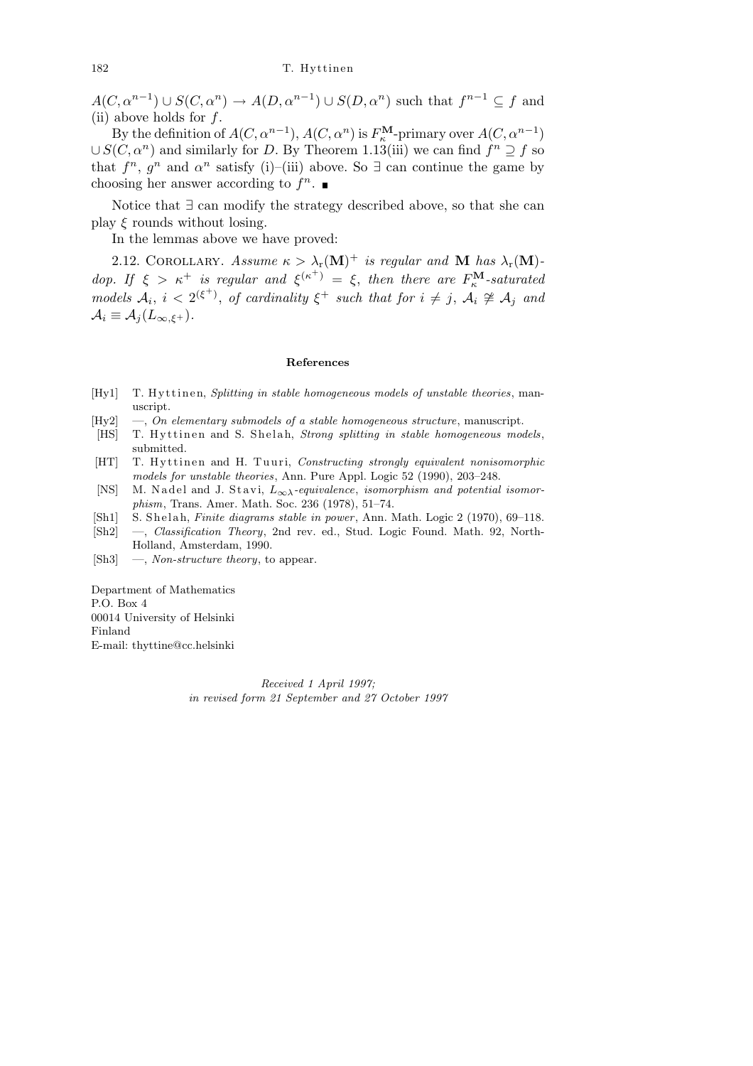$A(C,\alpha^{n-1}) \cup S(C,\alpha^n) \to A(D,\alpha^{n-1}) \cup S(D,\alpha^n)$ such that $f^{n-1} \subseteq f$ and (ii) above holds for $f$.

By the definition of $A(C,\alpha^{n-1})$, $A(C,\alpha^n)$ is $F^{\mathbf{M}}_\kappa$-primary over $A(C,\alpha^{n-1}) \cup S(C,\alpha^n)$ and similarly for $D$. By Theorem 1.13(iii) we can find $f^n \supseteq f$ so that $f^n$, $g^n$ and $\alpha^n$ satisfy (i)–(iii) above. So $\exists$ can continue the game by choosing her answer according to $f^n$. ∎

Notice that $\exists$ can modify the strategy described above, so that she can play $\xi$ rounds without losing.

In the lemmas above we have proved:

2.12. Corollary. *Assume $\kappa > \lambda_{\rm r}(\mathbf{M})^+$ is regular and $\mathbf{M}$ has $\lambda_{\rm r}(\mathbf{M})$-dop. If $\xi > \kappa^+$ is regular and $\xi^{(\kappa^+)} = \xi$, then there are $F^{\mathbf{M}}_\kappa$-saturated models $\mathcal{A}_i$, $i < 2^{(\xi^+)}$, of cardinality $\xi^+$ such that for $i \neq j$, $\mathcal{A}_i \not\cong \mathcal{A}_j$ and $\mathcal{A}_i \equiv \mathcal{A}_j(L_{\infty,\xi^+})$.*

## References

[Hy1] T. Hyttinen, *Splitting in stable homogeneous models of unstable theories*, manuscript.

[Hy2] —, *On elementary submodels of a stable homogeneous structure*, manuscript.

[HS] T. Hyttinen and S. Shelah, *Strong splitting in stable homogeneous models*, submitted.

[HT] T. Hyttinen and H. Tuuri, *Constructing strongly equivalent nonisomorphic models for unstable theories*, Ann. Pure Appl. Logic 52 (1990), 203–248.

[NS] M. Nadel and J. Stavi, *$L_{\infty\lambda}$-equivalence, isomorphism and potential isomorphism*, Trans. Amer. Math. Soc. 236 (1978), 51–74.

[Sh1] S. Shelah, *Finite diagrams stable in power*, Ann. Math. Logic 2 (1970), 69–118.

[Sh2] —, *Classification Theory*, 2nd rev. ed., Stud. Logic Found. Math. 92, North-Holland, Amsterdam, 1990.

[Sh3] —, *Non-structure theory*, to appear.

Department of Mathematics
P.O. Box 4
00014 University of Helsinki
Finland
E-mail: thyttine@cc.helsinki

*Received 1 April 1997;*
*in revised form 21 September and 27 October 1997*